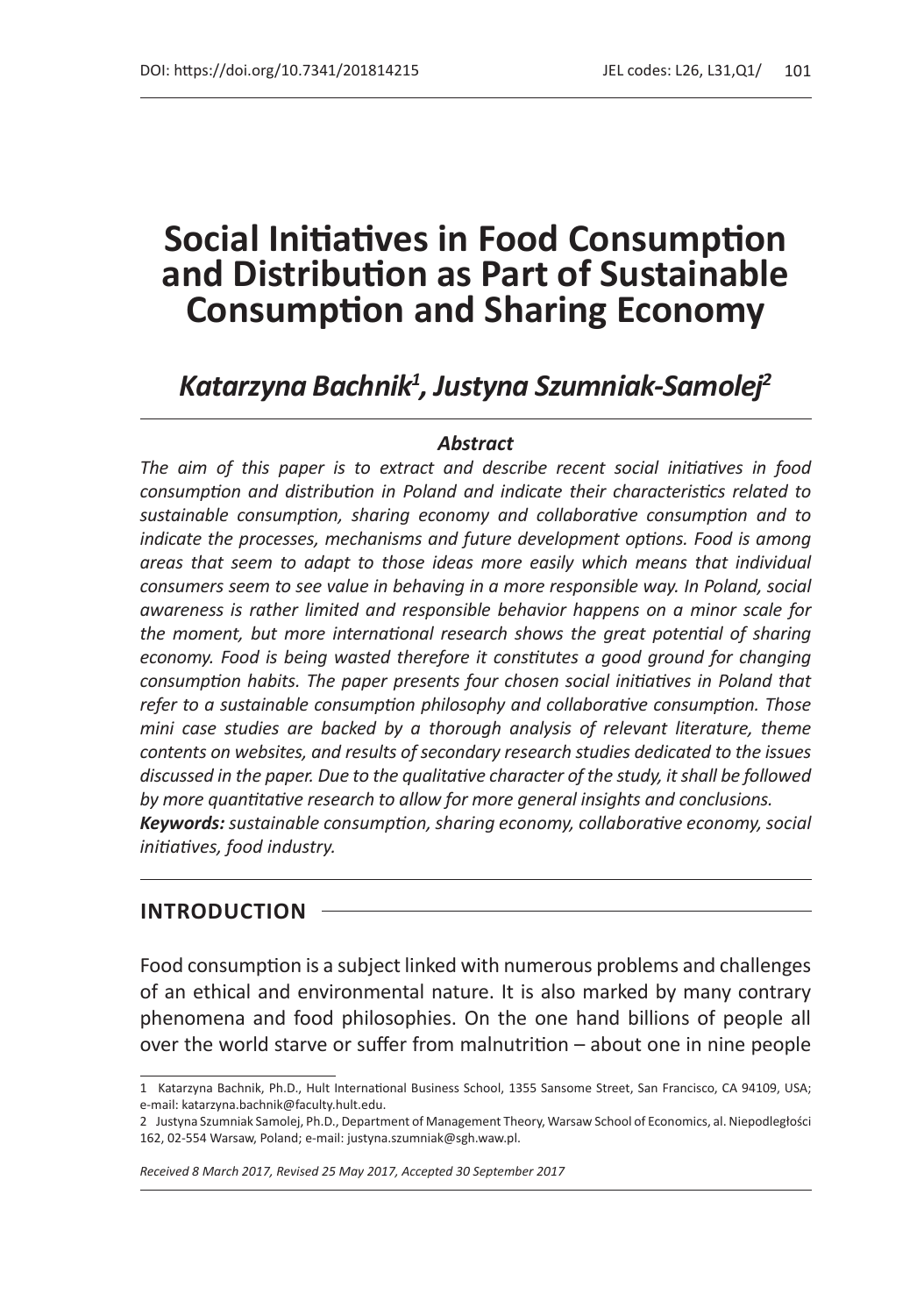DOI: https://doi.org/10.7341/201814215

JEL codes: L26, L31,Q1/

# Social Initiatives in Food Consumption and Distribution as Part of Sustainable Consumption and Sharing Economy

## *Katarzyna Bachnik[1], Justyna Szumniak-Samolej[2]*

### *Abstract*

*The aim of this paper is to extract and describe recent social initiatives in food consumption and distribution in Poland and indicate their characteristics related to sustainable consumption, sharing economy and collaborative consumption and to indicate the processes, mechanisms and future development options. Food is among areas that seem to adapt to those ideas more easily which means that individual consumers seem to see value in behaving in a more responsible way. In Poland, social awareness is rather limited and responsible behavior happens on a minor scale for the moment, but more international research shows the great potential of sharing economy. Food is being wasted therefore it constitutes a good ground for changing consumption habits. The paper presents four chosen social initiatives in Poland that refer to a sustainable consumption philosophy and collaborative consumption. Those mini case studies are backed by a thorough analysis of relevant literature, theme contents on websites, and results of secondary research studies dedicated to the issues discussed in the paper. Due to the qualitative character of the study, it shall be followed by more quantitative research to allow for more general insights and conclusions.*

***Keywords:** sustainable consumption, sharing economy, collaborative economy, social initiatives, food industry.*

## INTRODUCTION

Food consumption is a subject linked with numerous problems and challenges of an ethical and environmental nature. It is also marked by many contrary phenomena and food philosophies. On the one hand billions of people all over the world starve or suffer from malnutrition – about one in nine people

---

1 Katarzyna Bachnik, Ph.D., Hult International Business School, 1355 Sansome Street, San Francisco, CA 94109, USA; e-mail: katarzyna.bachnik@faculty.hult.edu.

2 Justyna Szumniak Samolej, Ph.D., Department of Management Theory, Warsaw School of Economics, al. Niepodległości 162, 02-554 Warsaw, Poland; e-mail: justyna.szumniak@sgh.waw.pl.

*Received 8 March 2017, Revised 25 May 2017, Accepted 30 September 2017*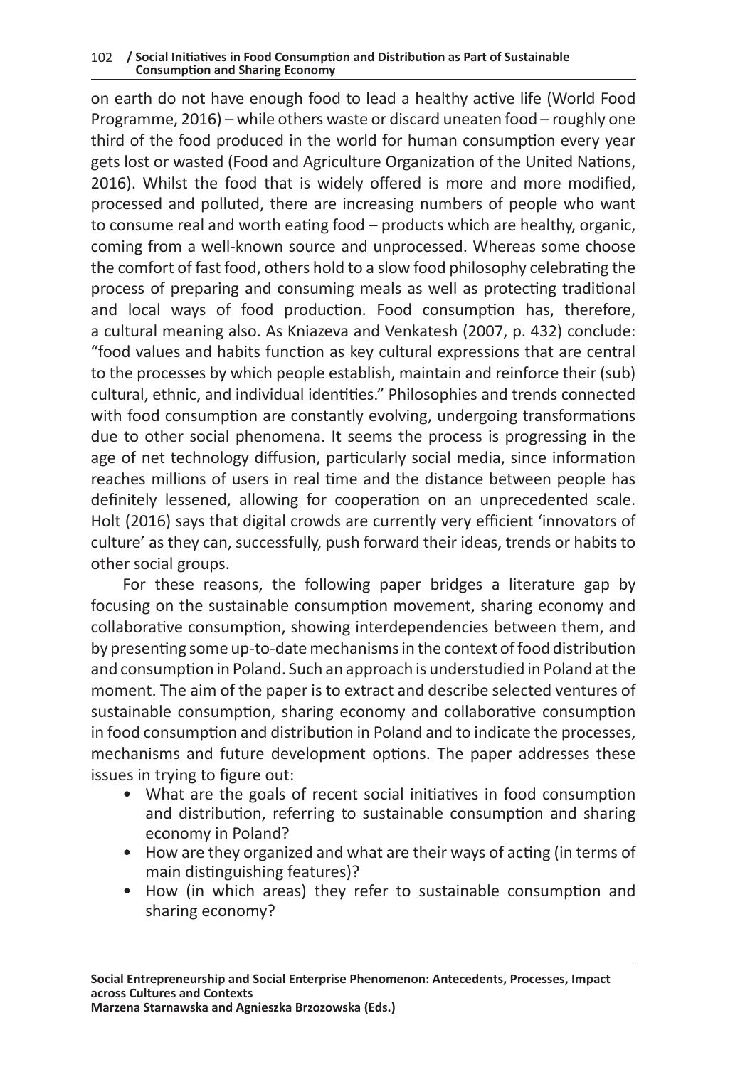on earth do not have enough food to lead a healthy active life (World Food Programme, 2016) – while others waste or discard uneaten food – roughly one third of the food produced in the world for human consumption every year gets lost or wasted (Food and Agriculture Organization of the United Nations, 2016). Whilst the food that is widely offered is more and more modified, processed and polluted, there are increasing numbers of people who want to consume real and worth eating food – products which are healthy, organic, coming from a well-known source and unprocessed. Whereas some choose the comfort of fast food, others hold to a slow food philosophy celebrating the process of preparing and consuming meals as well as protecting traditional and local ways of food production. Food consumption has, therefore, a cultural meaning also. As Kniazeva and Venkatesh (2007, p. 432) conclude: "food values and habits function as key cultural expressions that are central to the processes by which people establish, maintain and reinforce their (sub) cultural, ethnic, and individual identities." Philosophies and trends connected with food consumption are constantly evolving, undergoing transformations due to other social phenomena. It seems the process is progressing in the age of net technology diffusion, particularly social media, since information reaches millions of users in real time and the distance between people has definitely lessened, allowing for cooperation on an unprecedented scale. Holt (2016) says that digital crowds are currently very efficient 'innovators of culture' as they can, successfully, push forward their ideas, trends or habits to other social groups.

For these reasons, the following paper bridges a literature gap by focusing on the sustainable consumption movement, sharing economy and collaborative consumption, showing interdependencies between them, and by presenting some up-to-date mechanisms in the context of food distribution and consumption in Poland. Such an approach is understudied in Poland at the moment. The aim of the paper is to extract and describe selected ventures of sustainable consumption, sharing economy and collaborative consumption in food consumption and distribution in Poland and to indicate the processes, mechanisms and future development options. The paper addresses these issues in trying to figure out:

- What are the goals of recent social initiatives in food consumption and distribution, referring to sustainable consumption and sharing economy in Poland?
- How are they organized and what are their ways of acting (in terms of main distinguishing features)?
- How (in which areas) they refer to sustainable consumption and sharing economy?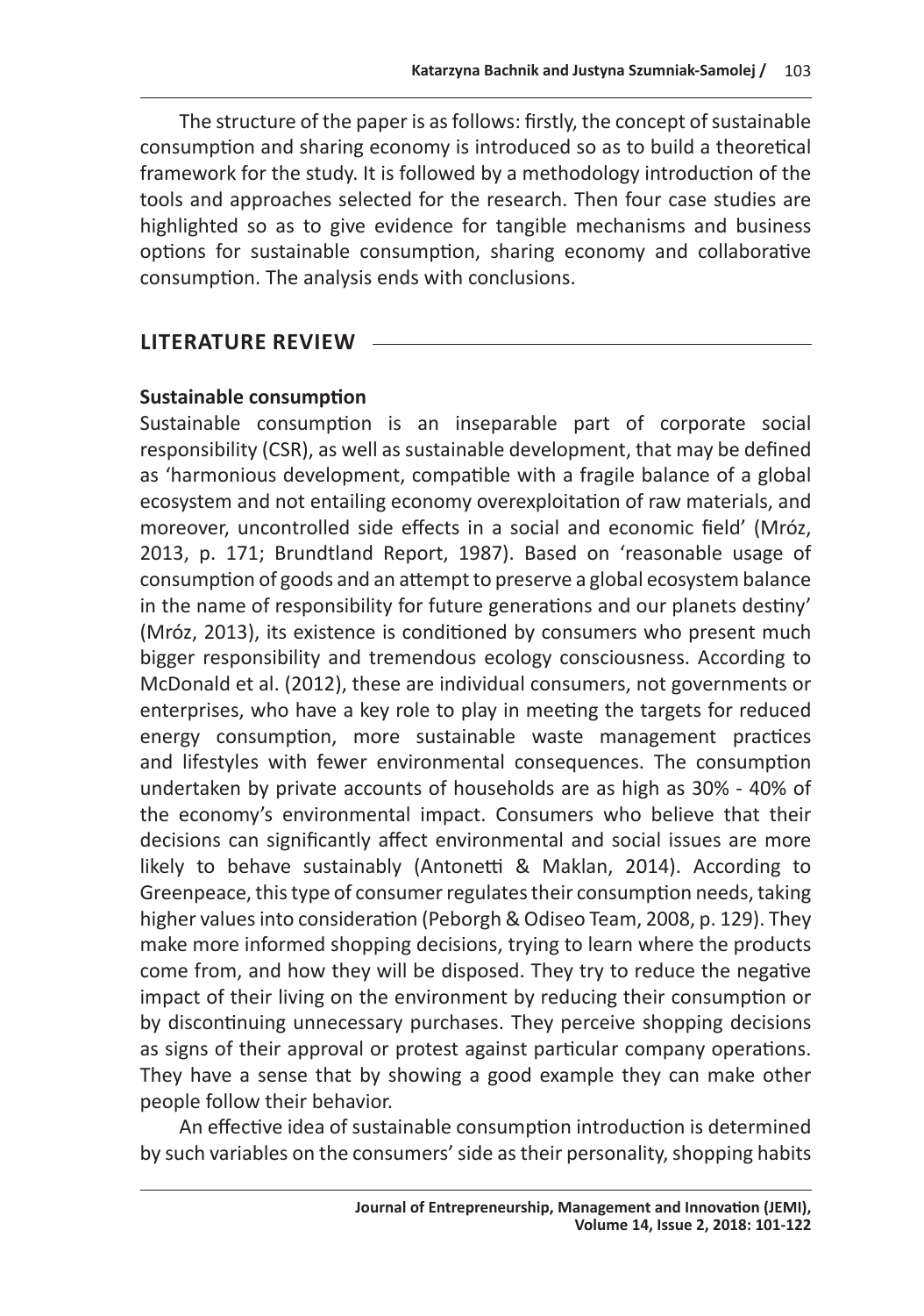The structure of the paper is as follows: firstly, the concept of sustainable consumption and sharing economy is introduced so as to build a theoretical framework for the study. It is followed by a methodology introduction of the tools and approaches selected for the research. Then four case studies are highlighted so as to give evidence for tangible mechanisms and business options for sustainable consumption, sharing economy and collaborative consumption. The analysis ends with conclusions.

## LITERATURE REVIEW

### Sustainable consumption

Sustainable consumption is an inseparable part of corporate social responsibility (CSR), as well as sustainable development, that may be defined as 'harmonious development, compatible with a fragile balance of a global ecosystem and not entailing economy overexploitation of raw materials, and moreover, uncontrolled side effects in a social and economic field' (Mróz, 2013, p. 171; Brundtland Report, 1987). Based on 'reasonable usage of consumption of goods and an attempt to preserve a global ecosystem balance in the name of responsibility for future generations and our planets destiny' (Mróz, 2013), its existence is conditioned by consumers who present much bigger responsibility and tremendous ecology consciousness. According to McDonald et al. (2012), these are individual consumers, not governments or enterprises, who have a key role to play in meeting the targets for reduced energy consumption, more sustainable waste management practices and lifestyles with fewer environmental consequences. The consumption undertaken by private accounts of households are as high as 30% - 40% of the economy's environmental impact. Consumers who believe that their decisions can significantly affect environmental and social issues are more likely to behave sustainably (Antonetti & Maklan, 2014). According to Greenpeace, this type of consumer regulates their consumption needs, taking higher values into consideration (Peborgh & Odiseo Team, 2008, p. 129). They make more informed shopping decisions, trying to learn where the products come from, and how they will be disposed. They try to reduce the negative impact of their living on the environment by reducing their consumption or by discontinuing unnecessary purchases. They perceive shopping decisions as signs of their approval or protest against particular company operations. They have a sense that by showing a good example they can make other people follow their behavior.

An effective idea of sustainable consumption introduction is determined by such variables on the consumers' side as their personality, shopping habits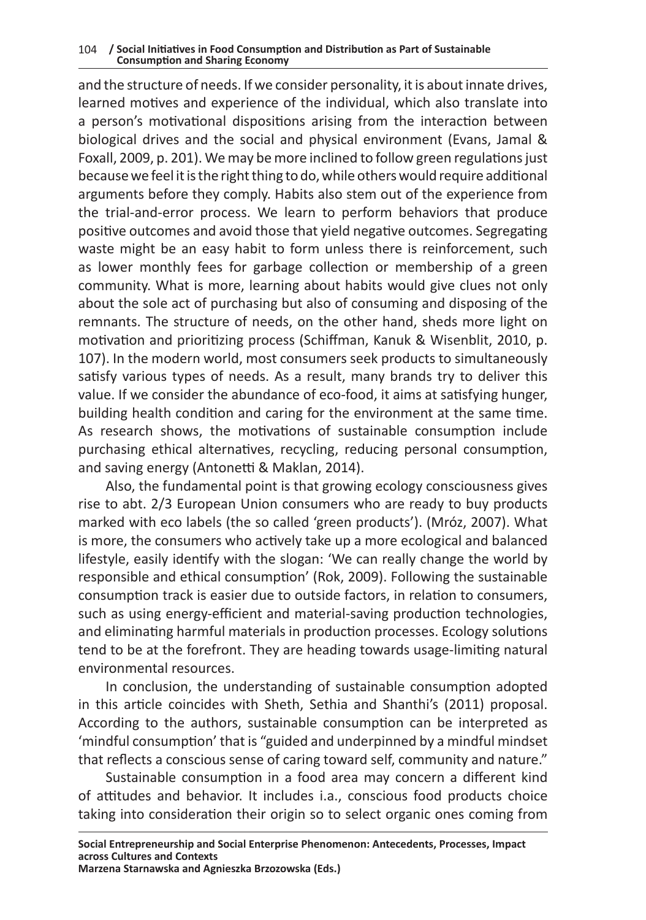and the structure of needs. If we consider personality, it is about innate drives, learned motives and experience of the individual, which also translate into a person's motivational dispositions arising from the interaction between biological drives and the social and physical environment (Evans, Jamal & Foxall, 2009, p. 201). We may be more inclined to follow green regulations just because we feel it is the right thing to do, while others would require additional arguments before they comply. Habits also stem out of the experience from the trial-and-error process. We learn to perform behaviors that produce positive outcomes and avoid those that yield negative outcomes. Segregating waste might be an easy habit to form unless there is reinforcement, such as lower monthly fees for garbage collection or membership of a green community. What is more, learning about habits would give clues not only about the sole act of purchasing but also of consuming and disposing of the remnants. The structure of needs, on the other hand, sheds more light on motivation and prioritizing process (Schiffman, Kanuk & Wisenblit, 2010, p. 107). In the modern world, most consumers seek products to simultaneously satisfy various types of needs. As a result, many brands try to deliver this value. If we consider the abundance of eco-food, it aims at satisfying hunger, building health condition and caring for the environment at the same time. As research shows, the motivations of sustainable consumption include purchasing ethical alternatives, recycling, reducing personal consumption, and saving energy (Antonetti & Maklan, 2014).

Also, the fundamental point is that growing ecology consciousness gives rise to abt. 2/3 European Union consumers who are ready to buy products marked with eco labels (the so called 'green products'). (Mróz, 2007). What is more, the consumers who actively take up a more ecological and balanced lifestyle, easily identify with the slogan: 'We can really change the world by responsible and ethical consumption' (Rok, 2009). Following the sustainable consumption track is easier due to outside factors, in relation to consumers, such as using energy-efficient and material-saving production technologies, and eliminating harmful materials in production processes. Ecology solutions tend to be at the forefront. They are heading towards usage-limiting natural environmental resources.

In conclusion, the understanding of sustainable consumption adopted in this article coincides with Sheth, Sethia and Shanthi's (2011) proposal. According to the authors, sustainable consumption can be interpreted as 'mindful consumption' that is "guided and underpinned by a mindful mindset that reflects a conscious sense of caring toward self, community and nature."

Sustainable consumption in a food area may concern a different kind of attitudes and behavior. It includes i.a., conscious food products choice taking into consideration their origin so to select organic ones coming from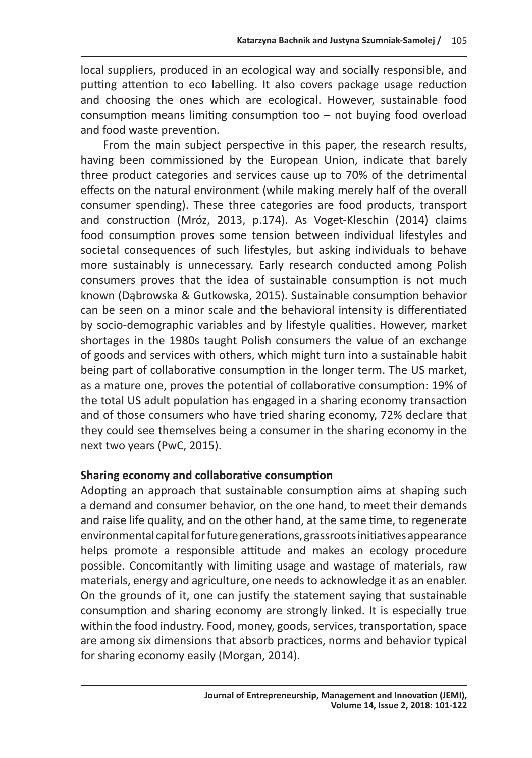local suppliers, produced in an ecological way and socially responsible, and putting attention to eco labelling. It also covers package usage reduction and choosing the ones which are ecological. However, sustainable food consumption means limiting consumption too – not buying food overload and food waste prevention.

From the main subject perspective in this paper, the research results, having been commissioned by the European Union, indicate that barely three product categories and services cause up to 70% of the detrimental effects on the natural environment (while making merely half of the overall consumer spending). These three categories are food products, transport and construction (Mróz, 2013, p.174). As Voget-Kleschin (2014) claims food consumption proves some tension between individual lifestyles and societal consequences of such lifestyles, but asking individuals to behave more sustainably is unnecessary. Early research conducted among Polish consumers proves that the idea of sustainable consumption is not much known (Dąbrowska & Gutkowska, 2015). Sustainable consumption behavior can be seen on a minor scale and the behavioral intensity is differentiated by socio-demographic variables and by lifestyle qualities. However, market shortages in the 1980s taught Polish consumers the value of an exchange of goods and services with others, which might turn into a sustainable habit being part of collaborative consumption in the longer term. The US market, as a mature one, proves the potential of collaborative consumption: 19% of the total US adult population has engaged in a sharing economy transaction and of those consumers who have tried sharing economy, 72% declare that they could see themselves being a consumer in the sharing economy in the next two years (PwC, 2015).

## Sharing economy and collaborative consumption

Adopting an approach that sustainable consumption aims at shaping such a demand and consumer behavior, on the one hand, to meet their demands and raise life quality, and on the other hand, at the same time, to regenerate environmental capital for future generations, grassroots initiatives appearance helps promote a responsible attitude and makes an ecology procedure possible. Concomitantly with limiting usage and wastage of materials, raw materials, energy and agriculture, one needs to acknowledge it as an enabler. On the grounds of it, one can justify the statement saying that sustainable consumption and sharing economy are strongly linked. It is especially true within the food industry. Food, money, goods, services, transportation, space are among six dimensions that absorb practices, norms and behavior typical for sharing economy easily (Morgan, 2014).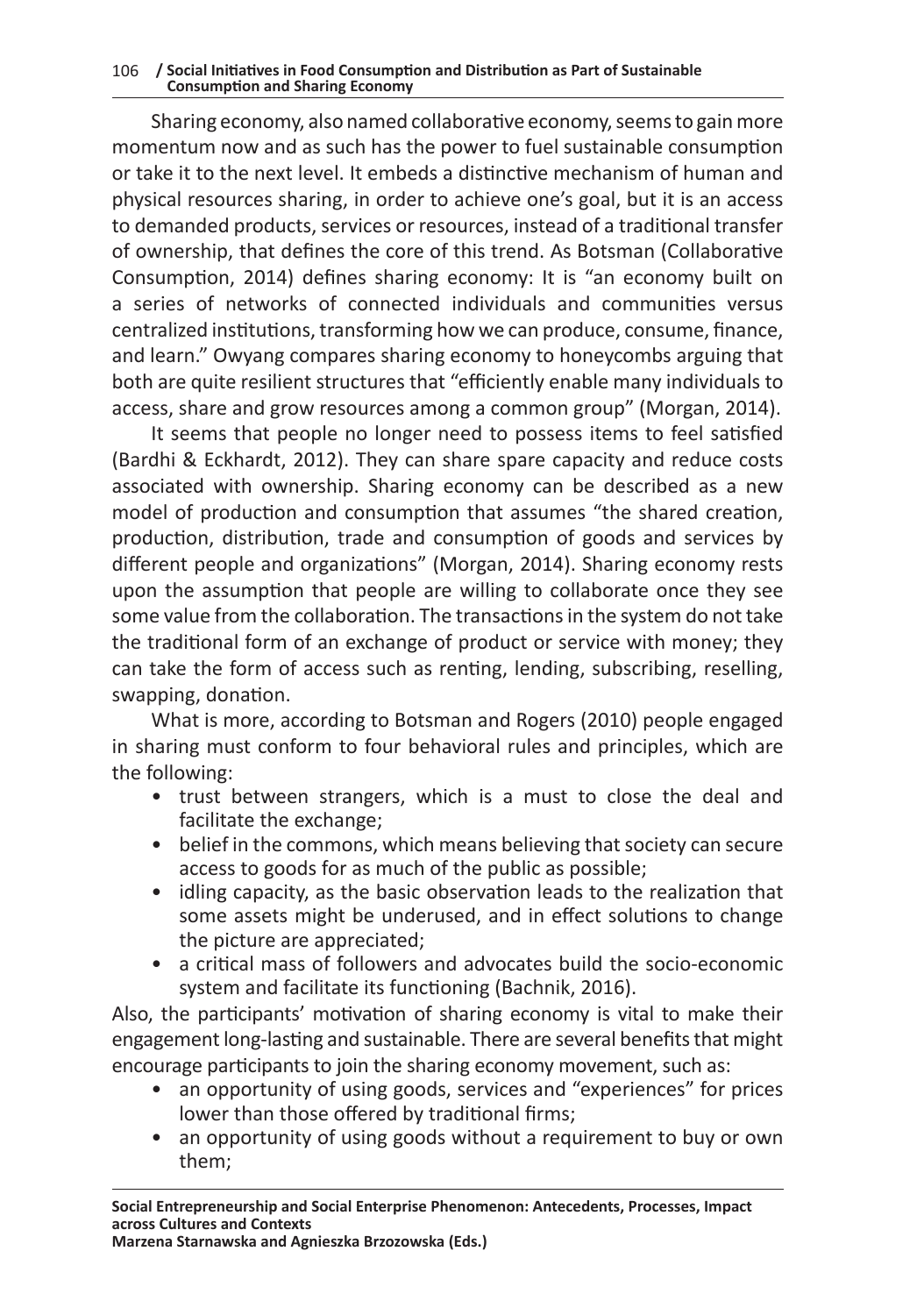Sharing economy, also named collaborative economy, seems to gain more momentum now and as such has the power to fuel sustainable consumption or take it to the next level. It embeds a distinctive mechanism of human and physical resources sharing, in order to achieve one's goal, but it is an access to demanded products, services or resources, instead of a traditional transfer of ownership, that defines the core of this trend. As Botsman (Collaborative Consumption, 2014) defines sharing economy: It is "an economy built on a series of networks of connected individuals and communities versus centralized institutions, transforming how we can produce, consume, finance, and learn." Owyang compares sharing economy to honeycombs arguing that both are quite resilient structures that "efficiently enable many individuals to access, share and grow resources among a common group" (Morgan, 2014).

It seems that people no longer need to possess items to feel satisfied (Bardhi & Eckhardt, 2012). They can share spare capacity and reduce costs associated with ownership. Sharing economy can be described as a new model of production and consumption that assumes "the shared creation, production, distribution, trade and consumption of goods and services by different people and organizations" (Morgan, 2014). Sharing economy rests upon the assumption that people are willing to collaborate once they see some value from the collaboration. The transactions in the system do not take the traditional form of an exchange of product or service with money; they can take the form of access such as renting, lending, subscribing, reselling, swapping, donation.

What is more, according to Botsman and Rogers (2010) people engaged in sharing must conform to four behavioral rules and principles, which are the following:

- trust between strangers, which is a must to close the deal and facilitate the exchange;
- belief in the commons, which means believing that society can secure access to goods for as much of the public as possible;
- idling capacity, as the basic observation leads to the realization that some assets might be underused, and in effect solutions to change the picture are appreciated;
- a critical mass of followers and advocates build the socio-economic system and facilitate its functioning (Bachnik, 2016).

Also, the participants' motivation of sharing economy is vital to make their engagement long-lasting and sustainable. There are several benefits that might encourage participants to join the sharing economy movement, such as:

- an opportunity of using goods, services and "experiences" for prices lower than those offered by traditional firms;
- an opportunity of using goods without a requirement to buy or own them;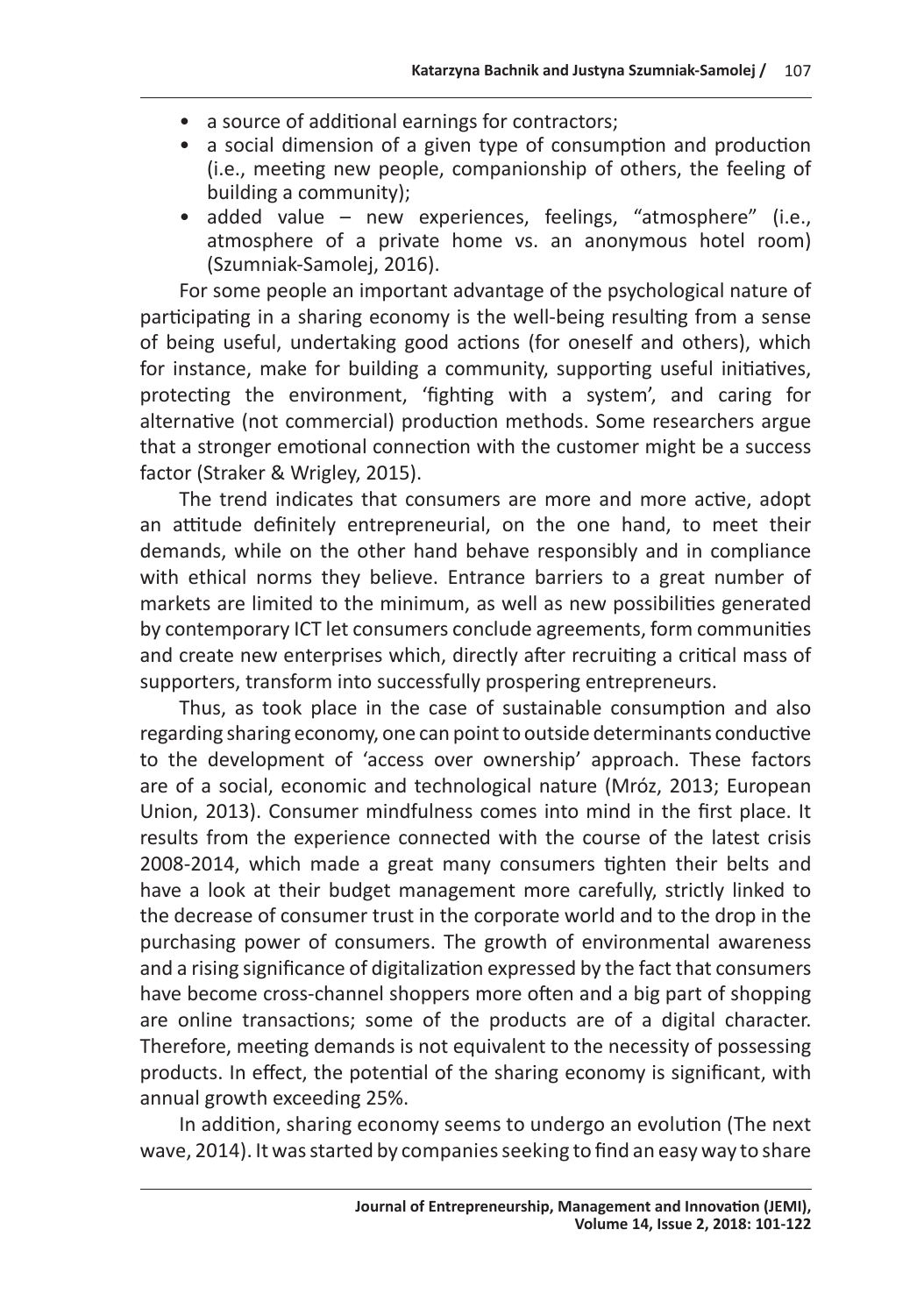- a source of additional earnings for contractors;
- a social dimension of a given type of consumption and production (i.e., meeting new people, companionship of others, the feeling of building a community);
- added value – new experiences, feelings, "atmosphere" (i.e., atmosphere of a private home vs. an anonymous hotel room) (Szumniak-Samolej, 2016).

For some people an important advantage of the psychological nature of participating in a sharing economy is the well-being resulting from a sense of being useful, undertaking good actions (for oneself and others), which for instance, make for building a community, supporting useful initiatives, protecting the environment, 'fighting with a system', and caring for alternative (not commercial) production methods. Some researchers argue that a stronger emotional connection with the customer might be a success factor (Straker & Wrigley, 2015).

The trend indicates that consumers are more and more active, adopt an attitude definitely entrepreneurial, on the one hand, to meet their demands, while on the other hand behave responsibly and in compliance with ethical norms they believe. Entrance barriers to a great number of markets are limited to the minimum, as well as new possibilities generated by contemporary ICT let consumers conclude agreements, form communities and create new enterprises which, directly after recruiting a critical mass of supporters, transform into successfully prospering entrepreneurs.

Thus, as took place in the case of sustainable consumption and also regarding sharing economy, one can point to outside determinants conductive to the development of 'access over ownership' approach. These factors are of a social, economic and technological nature (Mróz, 2013; European Union, 2013). Consumer mindfulness comes into mind in the first place. It results from the experience connected with the course of the latest crisis 2008-2014, which made a great many consumers tighten their belts and have a look at their budget management more carefully, strictly linked to the decrease of consumer trust in the corporate world and to the drop in the purchasing power of consumers. The growth of environmental awareness and a rising significance of digitalization expressed by the fact that consumers have become cross-channel shoppers more often and a big part of shopping are online transactions; some of the products are of a digital character. Therefore, meeting demands is not equivalent to the necessity of possessing products. In effect, the potential of the sharing economy is significant, with annual growth exceeding 25%.

In addition, sharing economy seems to undergo an evolution (The next wave, 2014). It was started by companies seeking to find an easy way to share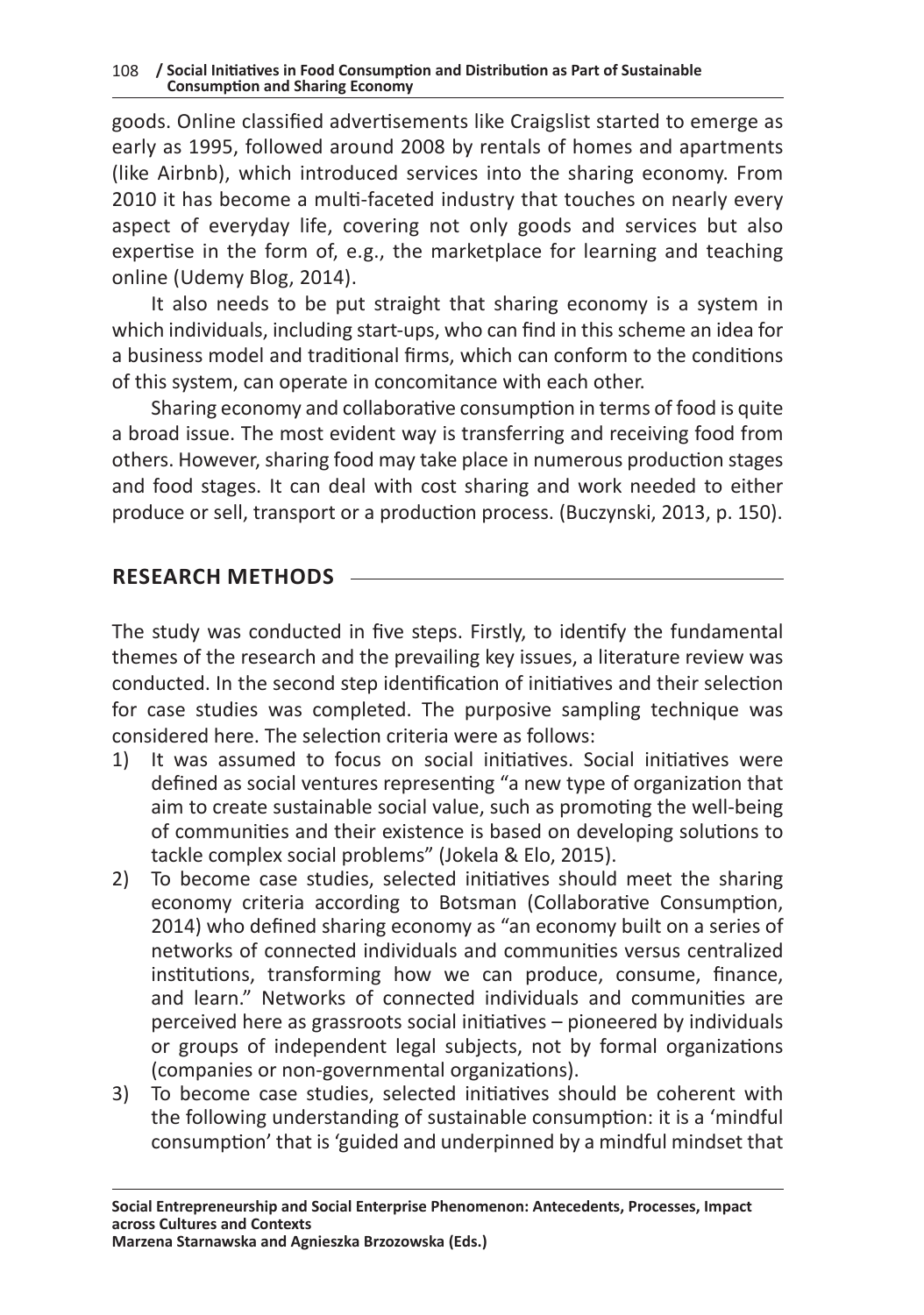goods. Online classified advertisements like Craigslist started to emerge as early as 1995, followed around 2008 by rentals of homes and apartments (like Airbnb), which introduced services into the sharing economy. From 2010 it has become a multi-faceted industry that touches on nearly every aspect of everyday life, covering not only goods and services but also expertise in the form of, e.g., the marketplace for learning and teaching online (Udemy Blog, 2014).

It also needs to be put straight that sharing economy is a system in which individuals, including start-ups, who can find in this scheme an idea for a business model and traditional firms, which can conform to the conditions of this system, can operate in concomitance with each other.

Sharing economy and collaborative consumption in terms of food is quite a broad issue. The most evident way is transferring and receiving food from others. However, sharing food may take place in numerous production stages and food stages. It can deal with cost sharing and work needed to either produce or sell, transport or a production process. (Buczynski, 2013, p. 150).

## RESEARCH METHODS

The study was conducted in five steps. Firstly, to identify the fundamental themes of the research and the prevailing key issues, a literature review was conducted. In the second step identification of initiatives and their selection for case studies was completed. The purposive sampling technique was considered here. The selection criteria were as follows:

1) It was assumed to focus on social initiatives. Social initiatives were defined as social ventures representing "a new type of organization that aim to create sustainable social value, such as promoting the well-being of communities and their existence is based on developing solutions to tackle complex social problems" (Jokela & Elo, 2015).
2) To become case studies, selected initiatives should meet the sharing economy criteria according to Botsman (Collaborative Consumption, 2014) who defined sharing economy as "an economy built on a series of networks of connected individuals and communities versus centralized institutions, transforming how we can produce, consume, finance, and learn." Networks of connected individuals and communities are perceived here as grassroots social initiatives – pioneered by individuals or groups of independent legal subjects, not by formal organizations (companies or non-governmental organizations).
3) To become case studies, selected initiatives should be coherent with the following understanding of sustainable consumption: it is a 'mindful consumption' that is 'guided and underpinned by a mindful mindset that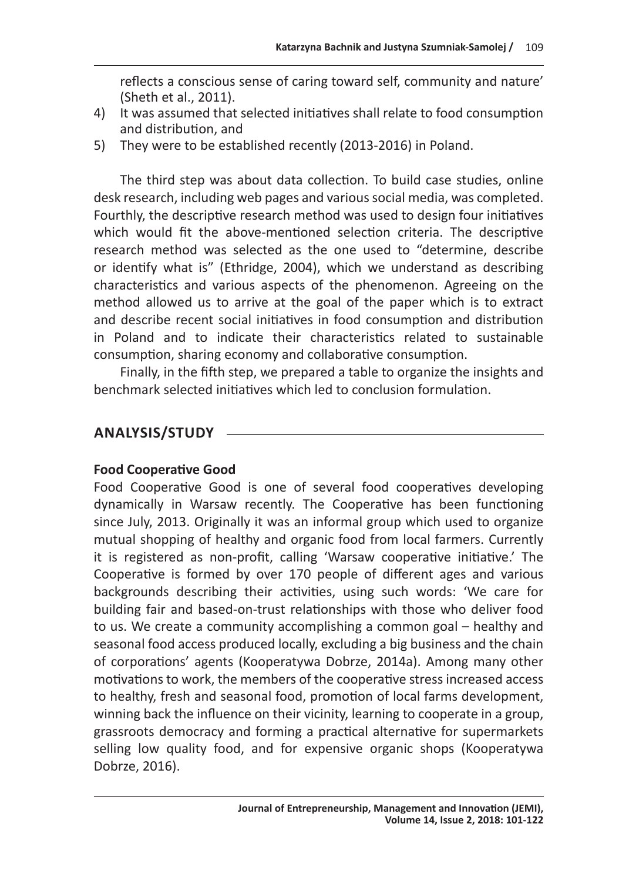reflects a conscious sense of caring toward self, community and nature' (Sheth et al., 2011).

4) It was assumed that selected initiatives shall relate to food consumption and distribution, and
5) They were to be established recently (2013-2016) in Poland.

The third step was about data collection. To build case studies, online desk research, including web pages and various social media, was completed. Fourthly, the descriptive research method was used to design four initiatives which would fit the above-mentioned selection criteria. The descriptive research method was selected as the one used to "determine, describe or identify what is" (Ethridge, 2004), which we understand as describing characteristics and various aspects of the phenomenon. Agreeing on the method allowed us to arrive at the goal of the paper which is to extract and describe recent social initiatives in food consumption and distribution in Poland and to indicate their characteristics related to sustainable consumption, sharing economy and collaborative consumption.

Finally, in the fifth step, we prepared a table to organize the insights and benchmark selected initiatives which led to conclusion formulation.

## ANALYSIS/STUDY

### Food Cooperative Good

Food Cooperative Good is one of several food cooperatives developing dynamically in Warsaw recently. The Cooperative has been functioning since July, 2013. Originally it was an informal group which used to organize mutual shopping of healthy and organic food from local farmers. Currently it is registered as non-profit, calling 'Warsaw cooperative initiative.' The Cooperative is formed by over 170 people of different ages and various backgrounds describing their activities, using such words: 'We care for building fair and based-on-trust relationships with those who deliver food to us. We create a community accomplishing a common goal – healthy and seasonal food access produced locally, excluding a big business and the chain of corporations' agents (Kooperatywa Dobrze, 2014a). Among many other motivations to work, the members of the cooperative stress increased access to healthy, fresh and seasonal food, promotion of local farms development, winning back the influence on their vicinity, learning to cooperate in a group, grassroots democracy and forming a practical alternative for supermarkets selling low quality food, and for expensive organic shops (Kooperatywa Dobrze, 2016).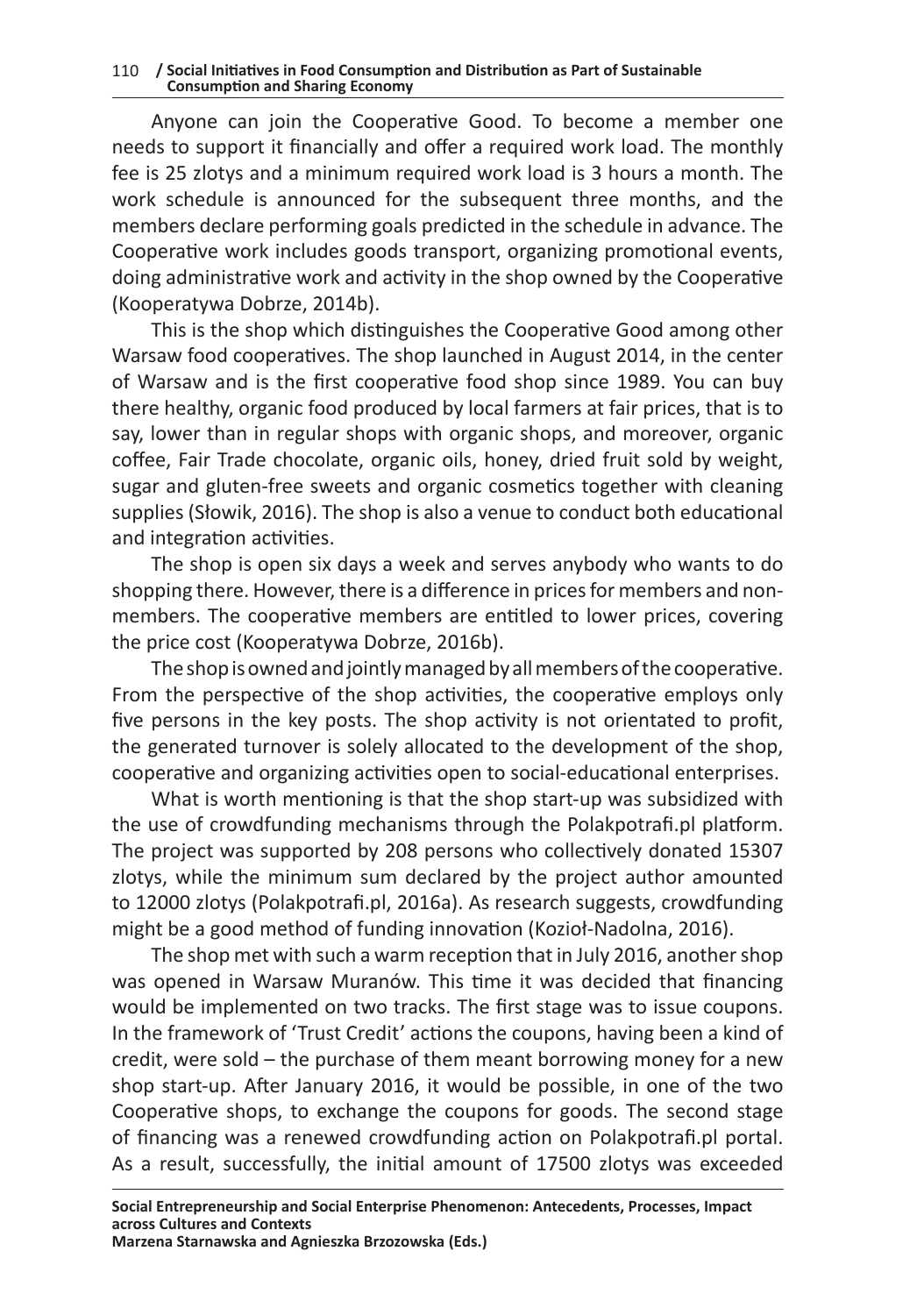Anyone can join the Cooperative Good. To become a member one needs to support it financially and offer a required work load. The monthly fee is 25 zlotys and a minimum required work load is 3 hours a month. The work schedule is announced for the subsequent three months, and the members declare performing goals predicted in the schedule in advance. The Cooperative work includes goods transport, organizing promotional events, doing administrative work and activity in the shop owned by the Cooperative (Kooperatywa Dobrze, 2014b).

This is the shop which distinguishes the Cooperative Good among other Warsaw food cooperatives. The shop launched in August 2014, in the center of Warsaw and is the first cooperative food shop since 1989. You can buy there healthy, organic food produced by local farmers at fair prices, that is to say, lower than in regular shops with organic shops, and moreover, organic coffee, Fair Trade chocolate, organic oils, honey, dried fruit sold by weight, sugar and gluten-free sweets and organic cosmetics together with cleaning supplies (Słowik, 2016). The shop is also a venue to conduct both educational and integration activities.

The shop is open six days a week and serves anybody who wants to do shopping there. However, there is a difference in prices for members and non-members. The cooperative members are entitled to lower prices, covering the price cost (Kooperatywa Dobrze, 2016b).

The shop is owned and jointly managed by all members of the cooperative. From the perspective of the shop activities, the cooperative employs only five persons in the key posts. The shop activity is not orientated to profit, the generated turnover is solely allocated to the development of the shop, cooperative and organizing activities open to social-educational enterprises.

What is worth mentioning is that the shop start-up was subsidized with the use of crowdfunding mechanisms through the Polakpotrafi.pl platform. The project was supported by 208 persons who collectively donated 15307 zlotys, while the minimum sum declared by the project author amounted to 12000 zlotys (Polakpotrafi.pl, 2016a). As research suggests, crowdfunding might be a good method of funding innovation (Kozioł-Nadolna, 2016).

The shop met with such a warm reception that in July 2016, another shop was opened in Warsaw Muranów. This time it was decided that financing would be implemented on two tracks. The first stage was to issue coupons. In the framework of 'Trust Credit' actions the coupons, having been a kind of credit, were sold – the purchase of them meant borrowing money for a new shop start-up. After January 2016, it would be possible, in one of the two Cooperative shops, to exchange the coupons for goods. The second stage of financing was a renewed crowdfunding action on Polakpotrafi.pl portal. As a result, successfully, the initial amount of 17500 zlotys was exceeded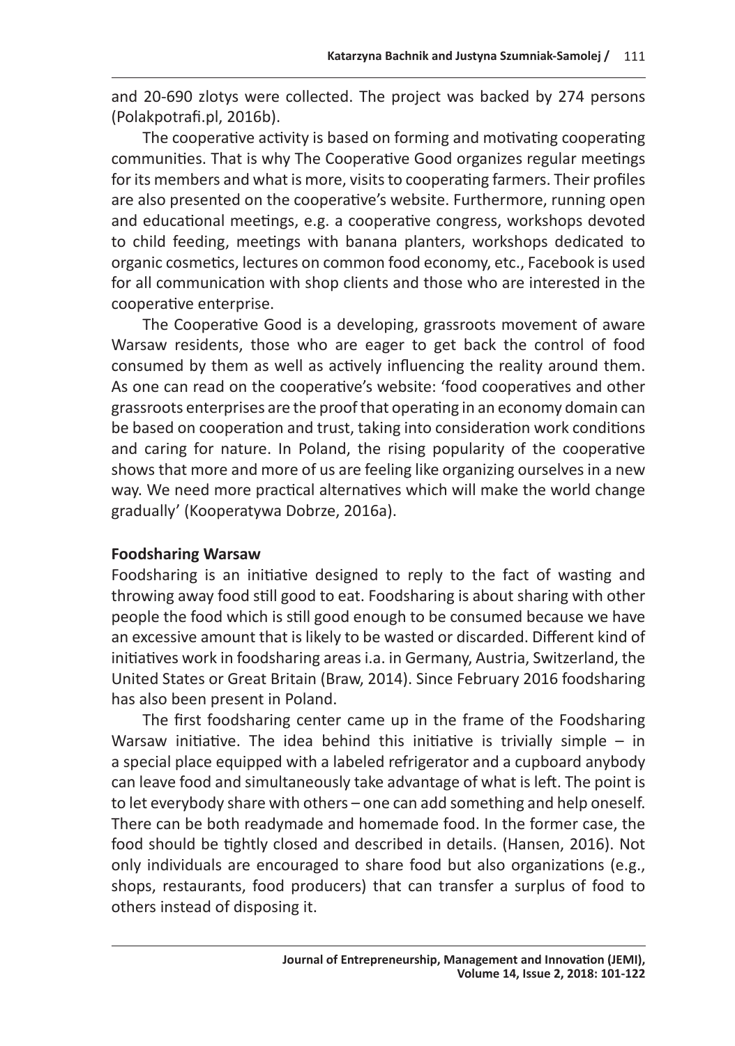and 20-690 zlotys were collected. The project was backed by 274 persons (Polakpotrafi.pl, 2016b).

The cooperative activity is based on forming and motivating cooperating communities. That is why The Cooperative Good organizes regular meetings for its members and what is more, visits to cooperating farmers. Their profiles are also presented on the cooperative's website. Furthermore, running open and educational meetings, e.g. a cooperative congress, workshops devoted to child feeding, meetings with banana planters, workshops dedicated to organic cosmetics, lectures on common food economy, etc., Facebook is used for all communication with shop clients and those who are interested in the cooperative enterprise.

The Cooperative Good is a developing, grassroots movement of aware Warsaw residents, those who are eager to get back the control of food consumed by them as well as actively influencing the reality around them. As one can read on the cooperative's website: 'food cooperatives and other grassroots enterprises are the proof that operating in an economy domain can be based on cooperation and trust, taking into consideration work conditions and caring for nature. In Poland, the rising popularity of the cooperative shows that more and more of us are feeling like organizing ourselves in a new way. We need more practical alternatives which will make the world change gradually' (Kooperatywa Dobrze, 2016a).

**Foodsharing Warsaw**

Foodsharing is an initiative designed to reply to the fact of wasting and throwing away food still good to eat. Foodsharing is about sharing with other people the food which is still good enough to be consumed because we have an excessive amount that is likely to be wasted or discarded. Different kind of initiatives work in foodsharing areas i.a. in Germany, Austria, Switzerland, the United States or Great Britain (Braw, 2014). Since February 2016 foodsharing has also been present in Poland.

The first foodsharing center came up in the frame of the Foodsharing Warsaw initiative. The idea behind this initiative is trivially simple – in a special place equipped with a labeled refrigerator and a cupboard anybody can leave food and simultaneously take advantage of what is left. The point is to let everybody share with others – one can add something and help oneself. There can be both readymade and homemade food. In the former case, the food should be tightly closed and described in details. (Hansen, 2016). Not only individuals are encouraged to share food but also organizations (e.g., shops, restaurants, food producers) that can transfer a surplus of food to others instead of disposing it.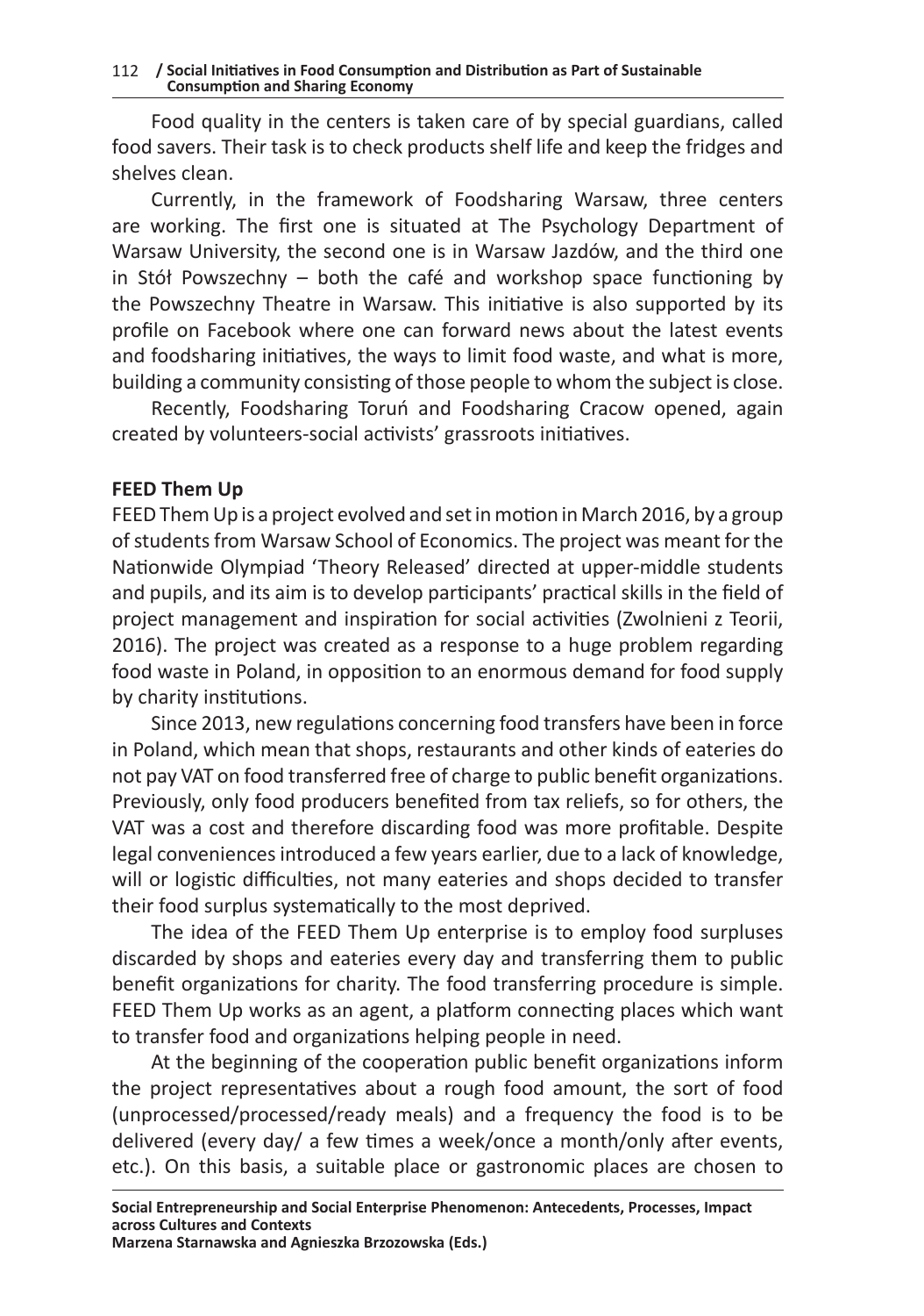Food quality in the centers is taken care of by special guardians, called food savers. Their task is to check products shelf life and keep the fridges and shelves clean.

Currently, in the framework of Foodsharing Warsaw, three centers are working. The first one is situated at The Psychology Department of Warsaw University, the second one is in Warsaw Jazdów, and the third one in Stół Powszechny – both the café and workshop space functioning by the Powszechny Theatre in Warsaw. This initiative is also supported by its profile on Facebook where one can forward news about the latest events and foodsharing initiatives, the ways to limit food waste, and what is more, building a community consisting of those people to whom the subject is close.

Recently, Foodsharing Toruń and Foodsharing Cracow opened, again created by volunteers-social activists' grassroots initiatives.

**FEED Them Up**

FEED Them Up is a project evolved and set in motion in March 2016, by a group of students from Warsaw School of Economics. The project was meant for the Nationwide Olympiad 'Theory Released' directed at upper-middle students and pupils, and its aim is to develop participants' practical skills in the field of project management and inspiration for social activities (Zwolnieni z Teorii, 2016). The project was created as a response to a huge problem regarding food waste in Poland, in opposition to an enormous demand for food supply by charity institutions.

Since 2013, new regulations concerning food transfers have been in force in Poland, which mean that shops, restaurants and other kinds of eateries do not pay VAT on food transferred free of charge to public benefit organizations. Previously, only food producers benefited from tax reliefs, so for others, the VAT was a cost and therefore discarding food was more profitable. Despite legal conveniences introduced a few years earlier, due to a lack of knowledge, will or logistic difficulties, not many eateries and shops decided to transfer their food surplus systematically to the most deprived.

The idea of the FEED Them Up enterprise is to employ food surpluses discarded by shops and eateries every day and transferring them to public benefit organizations for charity. The food transferring procedure is simple. FEED Them Up works as an agent, a platform connecting places which want to transfer food and organizations helping people in need.

At the beginning of the cooperation public benefit organizations inform the project representatives about a rough food amount, the sort of food (unprocessed/processed/ready meals) and a frequency the food is to be delivered (every day/ a few times a week/once a month/only after events, etc.). On this basis, a suitable place or gastronomic places are chosen to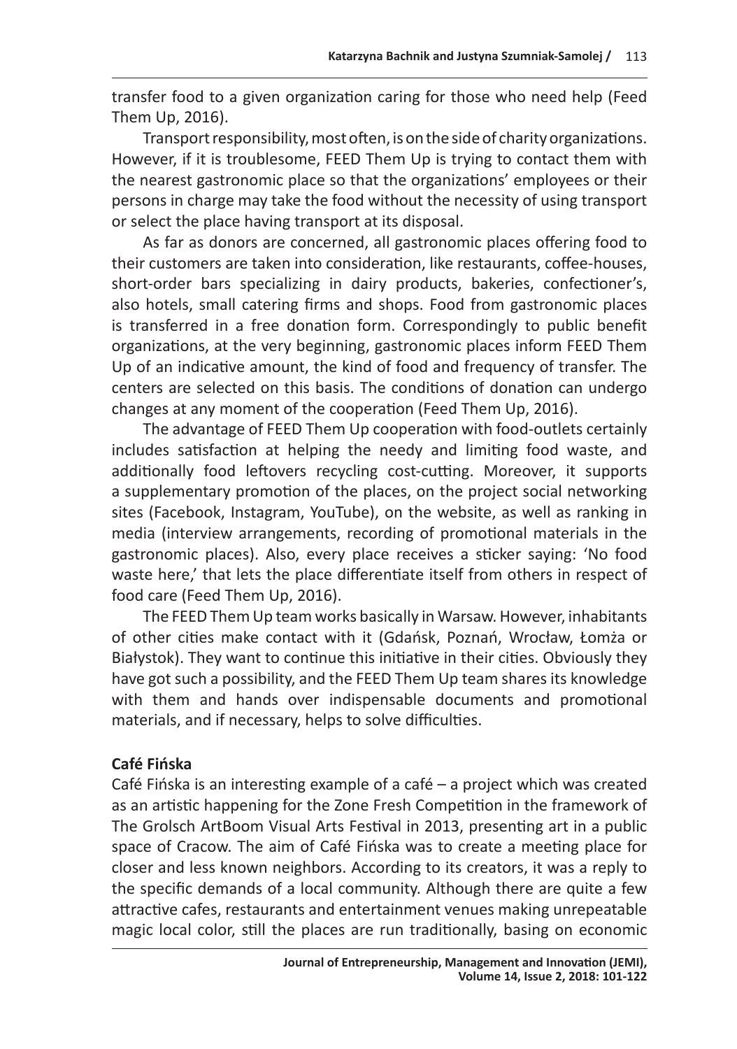transfer food to a given organization caring for those who need help (Feed Them Up, 2016).

Transport responsibility, most often, is on the side of charity organizations. However, if it is troublesome, FEED Them Up is trying to contact them with the nearest gastronomic place so that the organizations' employees or their persons in charge may take the food without the necessity of using transport or select the place having transport at its disposal.

As far as donors are concerned, all gastronomic places offering food to their customers are taken into consideration, like restaurants, coffee-houses, short-order bars specializing in dairy products, bakeries, confectioner's, also hotels, small catering firms and shops. Food from gastronomic places is transferred in a free donation form. Correspondingly to public benefit organizations, at the very beginning, gastronomic places inform FEED Them Up of an indicative amount, the kind of food and frequency of transfer. The centers are selected on this basis. The conditions of donation can undergo changes at any moment of the cooperation (Feed Them Up, 2016).

The advantage of FEED Them Up cooperation with food-outlets certainly includes satisfaction at helping the needy and limiting food waste, and additionally food leftovers recycling cost-cutting. Moreover, it supports a supplementary promotion of the places, on the project social networking sites (Facebook, Instagram, YouTube), on the website, as well as ranking in media (interview arrangements, recording of promotional materials in the gastronomic places). Also, every place receives a sticker saying: 'No food waste here,' that lets the place differentiate itself from others in respect of food care (Feed Them Up, 2016).

The FEED Them Up team works basically in Warsaw. However, inhabitants of other cities make contact with it (Gdańsk, Poznań, Wrocław, Łomża or Białystok). They want to continue this initiative in their cities. Obviously they have got such a possibility, and the FEED Them Up team shares its knowledge with them and hands over indispensable documents and promotional materials, and if necessary, helps to solve difficulties.

**Café Fińska**

Café Fińska is an interesting example of a café – a project which was created as an artistic happening for the Zone Fresh Competition in the framework of The Grolsch ArtBoom Visual Arts Festival in 2013, presenting art in a public space of Cracow. The aim of Café Fińska was to create a meeting place for closer and less known neighbors. According to its creators, it was a reply to the specific demands of a local community. Although there are quite a few attractive cafes, restaurants and entertainment venues making unrepeatable magic local color, still the places are run traditionally, basing on economic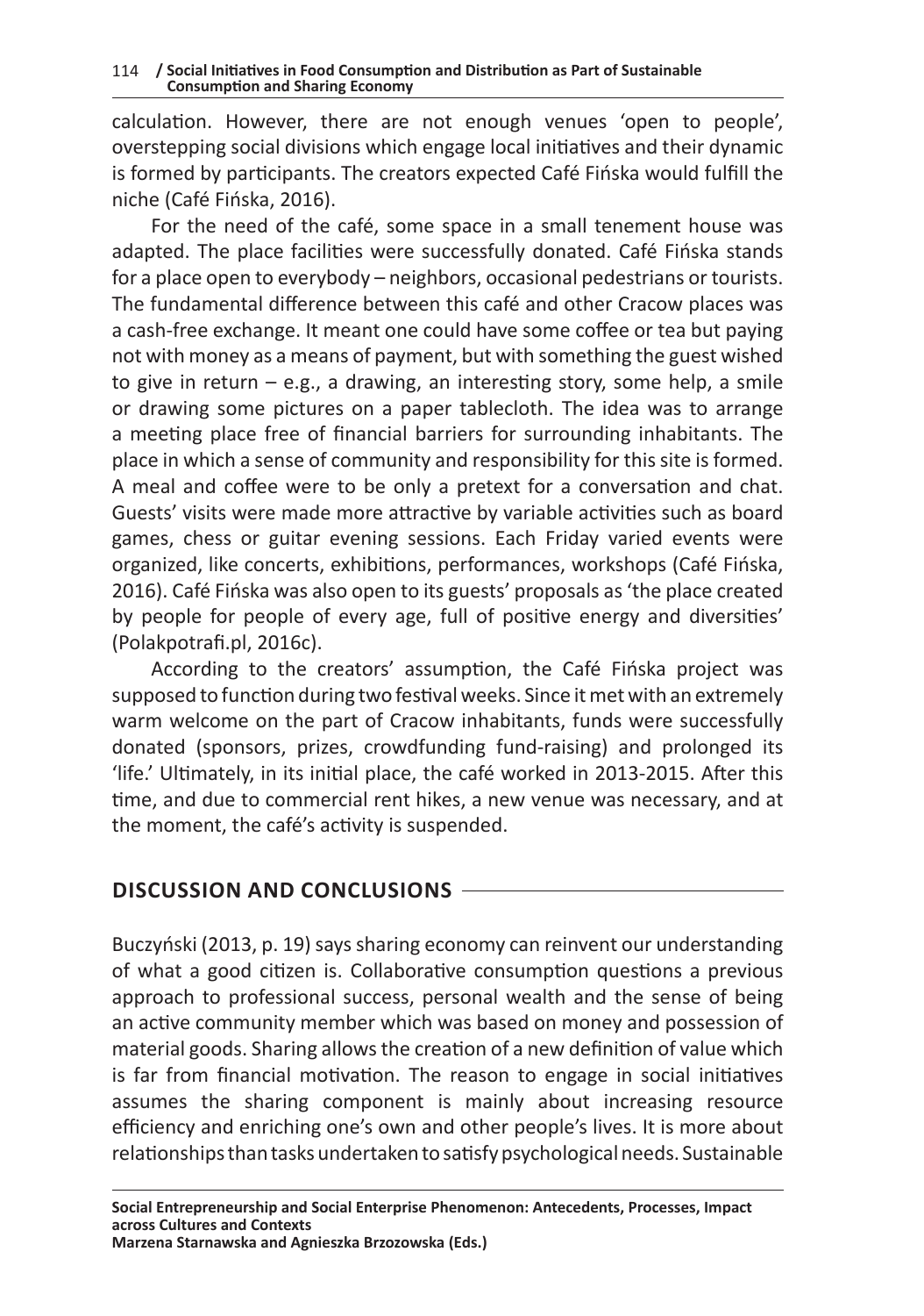calculation. However, there are not enough venues 'open to people', overstepping social divisions which engage local initiatives and their dynamic is formed by participants. The creators expected Café Fińska would fulfill the niche (Café Fińska, 2016).

For the need of the café, some space in a small tenement house was adapted. The place facilities were successfully donated. Café Fińska stands for a place open to everybody – neighbors, occasional pedestrians or tourists. The fundamental difference between this café and other Cracow places was a cash-free exchange. It meant one could have some coffee or tea but paying not with money as a means of payment, but with something the guest wished to give in return – e.g., a drawing, an interesting story, some help, a smile or drawing some pictures on a paper tablecloth. The idea was to arrange a meeting place free of financial barriers for surrounding inhabitants. The place in which a sense of community and responsibility for this site is formed. A meal and coffee were to be only a pretext for a conversation and chat. Guests' visits were made more attractive by variable activities such as board games, chess or guitar evening sessions. Each Friday varied events were organized, like concerts, exhibitions, performances, workshops (Café Fińska, 2016). Café Fińska was also open to its guests' proposals as 'the place created by people for people of every age, full of positive energy and diversities' (Polakpotrafi.pl, 2016c).

According to the creators' assumption, the Café Fińska project was supposed to function during two festival weeks. Since it met with an extremely warm welcome on the part of Cracow inhabitants, funds were successfully donated (sponsors, prizes, crowdfunding fund-raising) and prolonged its 'life.' Ultimately, in its initial place, the café worked in 2013-2015. After this time, and due to commercial rent hikes, a new venue was necessary, and at the moment, the café's activity is suspended.

## DISCUSSION AND CONCLUSIONS

Buczyński (2013, p. 19) says sharing economy can reinvent our understanding of what a good citizen is. Collaborative consumption questions a previous approach to professional success, personal wealth and the sense of being an active community member which was based on money and possession of material goods. Sharing allows the creation of a new definition of value which is far from financial motivation. The reason to engage in social initiatives assumes the sharing component is mainly about increasing resource efficiency and enriching one's own and other people's lives. It is more about relationships than tasks undertaken to satisfy psychological needs. Sustainable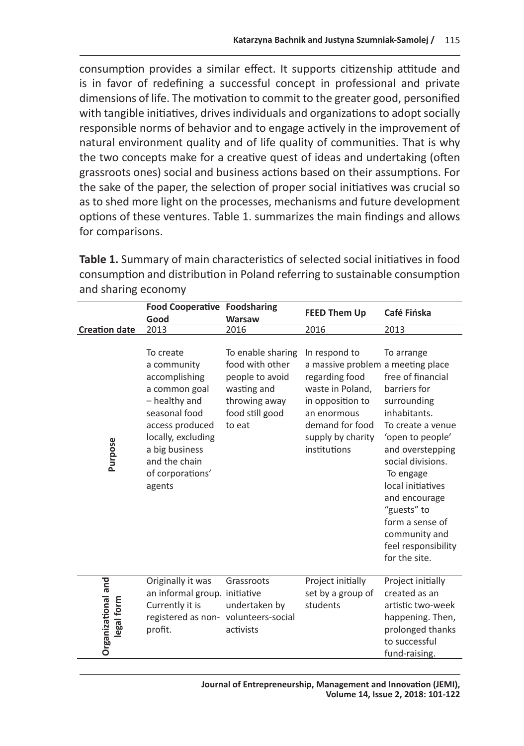consumption provides a similar effect. It supports citizenship attitude and is in favor of redefining a successful concept in professional and private dimensions of life. The motivation to commit to the greater good, personified with tangible initiatives, drives individuals and organizations to adopt socially responsible norms of behavior and to engage actively in the improvement of natural environment quality and of life quality of communities. That is why the two concepts make for a creative quest of ideas and undertaking (often grassroots ones) social and business actions based on their assumptions. For the sake of the paper, the selection of proper social initiatives was crucial so as to shed more light on the processes, mechanisms and future development options of these ventures. Table 1. summarizes the main findings and allows for comparisons.

**Table 1.** Summary of main characteristics of selected social initiatives in food consumption and distribution in Poland referring to sustainable consumption and sharing economy

| | **Food Cooperative Good** | **Foodsharing Warsaw** | **FEED Them Up** | **Café Fińska** |
|---|---|---|---|---|
| **Creation date** | 2013 | 2016 | 2016 | 2013 |
| **Purpose** | To create a community accomplishing a common goal – healthy and seasonal food access produced locally, excluding a big business and the chain of corporations' agents | To enable sharing food with other people to avoid wasting and throwing away food still good to eat | In respond to a massive problem regarding food waste in Poland, in opposition to an enormous demand for food supply by charity institutions | To arrange a meeting place free of financial barriers for surrounding inhabitants. To create a venue 'open to people' and overstepping social divisions. To engage local initiatives and encourage "guests" to form a sense of community and feel responsibility for the site. |
| **Organizational and legal form** | Originally it was an informal group. Currently it is registered as non-profit. | Grassroots initiative undertaken by volunteers-social activists | Project initially set by a group of students | Project initially created as an artistic two-week happening. Then, prolonged thanks to successful fund-raising. |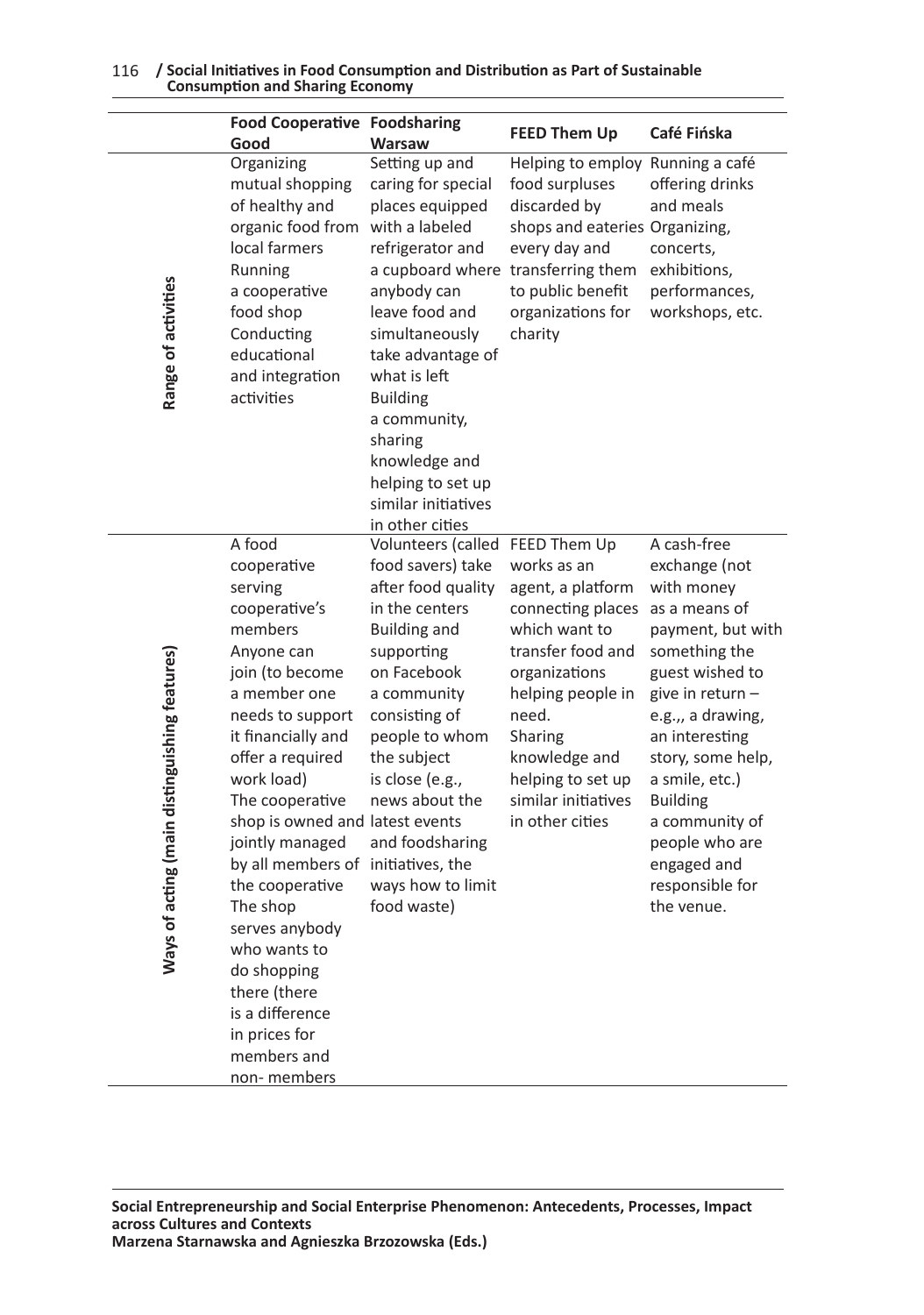| | Food Cooperative Good | Foodsharing Warsaw | FEED Them Up | Café Fińska |
|---|---|---|---|---|
| Range of activities | Organizing mutual shopping of healthy and organic food from local farmers<br>Running a cooperative food shop<br>Conducting educational and integration activities | Setting up and caring for special places equipped with a labeled refrigerator and a cupboard where anybody can leave food and simultaneously take advantage of what is left<br>Building a community, sharing knowledge and helping to set up similar initiatives in other cities | Helping to employ food surpluses discarded by shops and eateries every day and transferring them to public benefit organizations for charity | Running a café offering drinks and meals<br>Organizing, concerts, exhibitions, performances, workshops, etc. |
| Ways of acting (main distinguishing features) | A food cooperative serving cooperative's members<br>Anyone can join (to become a member one needs to support it financially and offer a required work load)<br>The cooperative shop is owned and jointly managed by all members of the cooperative<br>The shop serves anybody who wants to do shopping there (there is a difference in prices for members and non- members | Volunteers (called food savers) take after food quality in the centers<br>Building and supporting on Facebook a community consisting of people to whom the subject is close (e.g., news about the latest events and foodsharing initiatives, the ways how to limit food waste) | FEED Them Up works as an agent, a platform connecting places which want to transfer food and organizations helping people in need.<br>Sharing knowledge and helping to set up similar initiatives in other cities | A cash-free exchange (not with money as a means of payment, but with something the guest wished to give in return – e.g.,, a drawing, an interesting story, some help, a smile, etc.)<br>Building a community of people who are engaged and responsible for the venue. |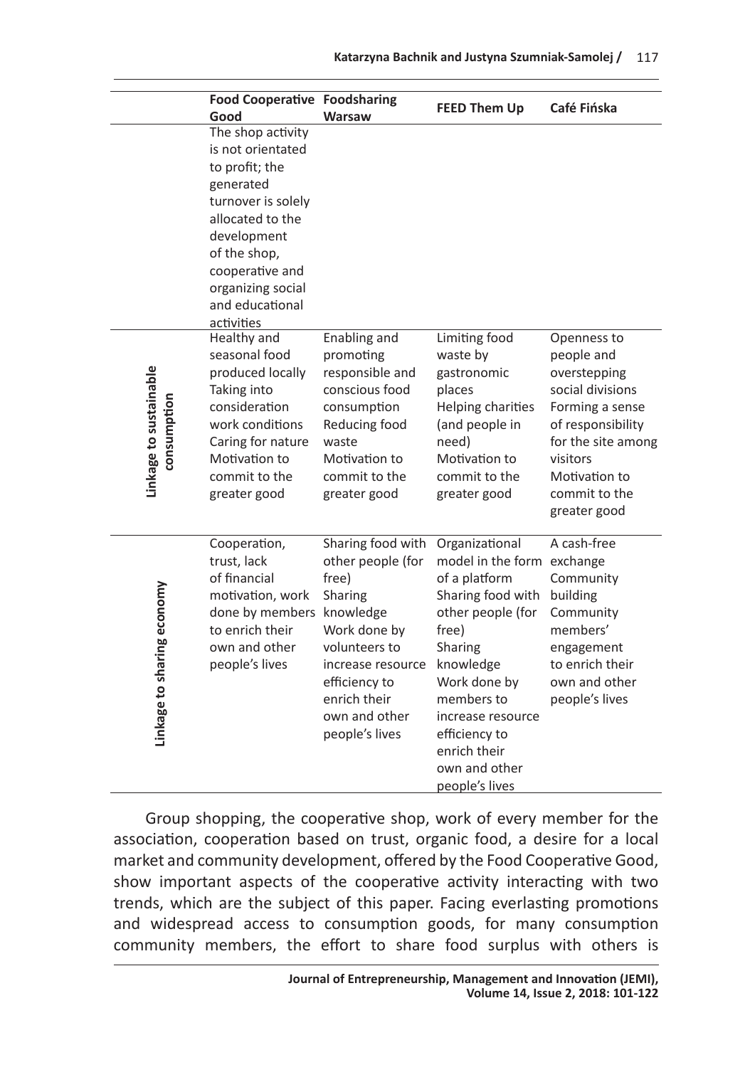| | Food Cooperative Good | Foodsharing Warsaw | FEED Them Up | Café Fińska |
|---|---|---|---|---|
| | The shop activity is not orientated to profit; the generated turnover is solely allocated to the development of the shop, cooperative and organizing social and educational activities | | | |
| Linkage to sustainable consumption | Healthy and seasonal food produced locally<br>Taking into consideration work conditions<br>Caring for nature<br>Motivation to commit to the greater good | Enabling and promoting responsible and conscious food consumption<br>Reducing food waste<br>Motivation to commit to the greater good | Limiting food waste by gastronomic places<br>Helping charities (and people in need)<br>Motivation to commit to the greater good | Openness to people and overstepping social divisions<br>Forming a sense of responsibility for the site among visitors<br>Motivation to commit to the greater good |
| Linkage to sharing economy | Cooperation, trust, lack of financial motivation, work done by members to enrich their own and other people's lives | Sharing food with other people (for free)<br>Sharing knowledge<br>Work done by volunteers to increase resource efficiency to enrich their own and other people's lives | Organizational model in the form of a platform<br>Sharing food with other people (for free)<br>Sharing knowledge<br>Work done by members to increase resource efficiency to enrich their own and other people's lives | A cash-free exchange<br>Community building<br>Community members' engagement to enrich their own and other people's lives |

Group shopping, the cooperative shop, work of every member for the association, cooperation based on trust, organic food, a desire for a local market and community development, offered by the Food Cooperative Good, show important aspects of the cooperative activity interacting with two trends, which are the subject of this paper. Facing everlasting promotions and widespread access to consumption goods, for many consumption community members, the effort to share food surplus with others is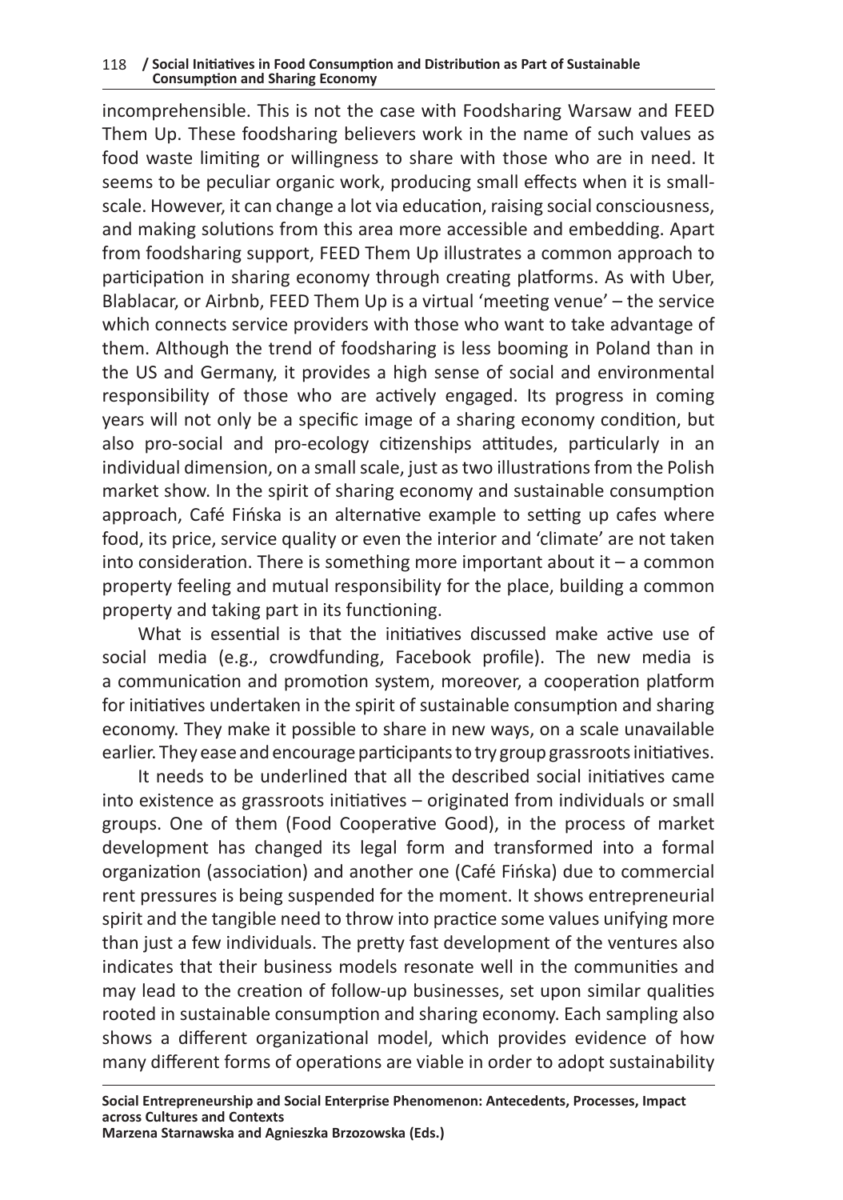incomprehensible. This is not the case with Foodsharing Warsaw and FEED Them Up. These foodsharing believers work in the name of such values as food waste limiting or willingness to share with those who are in need. It seems to be peculiar organic work, producing small effects when it is small-scale. However, it can change a lot via education, raising social consciousness, and making solutions from this area more accessible and embedding. Apart from foodsharing support, FEED Them Up illustrates a common approach to participation in sharing economy through creating platforms. As with Uber, Blablacar, or Airbnb, FEED Them Up is a virtual 'meeting venue' – the service which connects service providers with those who want to take advantage of them. Although the trend of foodsharing is less booming in Poland than in the US and Germany, it provides a high sense of social and environmental responsibility of those who are actively engaged. Its progress in coming years will not only be a specific image of a sharing economy condition, but also pro-social and pro-ecology citizenships attitudes, particularly in an individual dimension, on a small scale, just as two illustrations from the Polish market show. In the spirit of sharing economy and sustainable consumption approach, Café Fińska is an alternative example to setting up cafes where food, its price, service quality or even the interior and 'climate' are not taken into consideration. There is something more important about it – a common property feeling and mutual responsibility for the place, building a common property and taking part in its functioning.

What is essential is that the initiatives discussed make active use of social media (e.g., crowdfunding, Facebook profile). The new media is a communication and promotion system, moreover, a cooperation platform for initiatives undertaken in the spirit of sustainable consumption and sharing economy. They make it possible to share in new ways, on a scale unavailable earlier. They ease and encourage participants to try group grassroots initiatives.

It needs to be underlined that all the described social initiatives came into existence as grassroots initiatives – originated from individuals or small groups. One of them (Food Cooperative Good), in the process of market development has changed its legal form and transformed into a formal organization (association) and another one (Café Fińska) due to commercial rent pressures is being suspended for the moment. It shows entrepreneurial spirit and the tangible need to throw into practice some values unifying more than just a few individuals. The pretty fast development of the ventures also indicates that their business models resonate well in the communities and may lead to the creation of follow-up businesses, set upon similar qualities rooted in sustainable consumption and sharing economy. Each sampling also shows a different organizational model, which provides evidence of how many different forms of operations are viable in order to adopt sustainability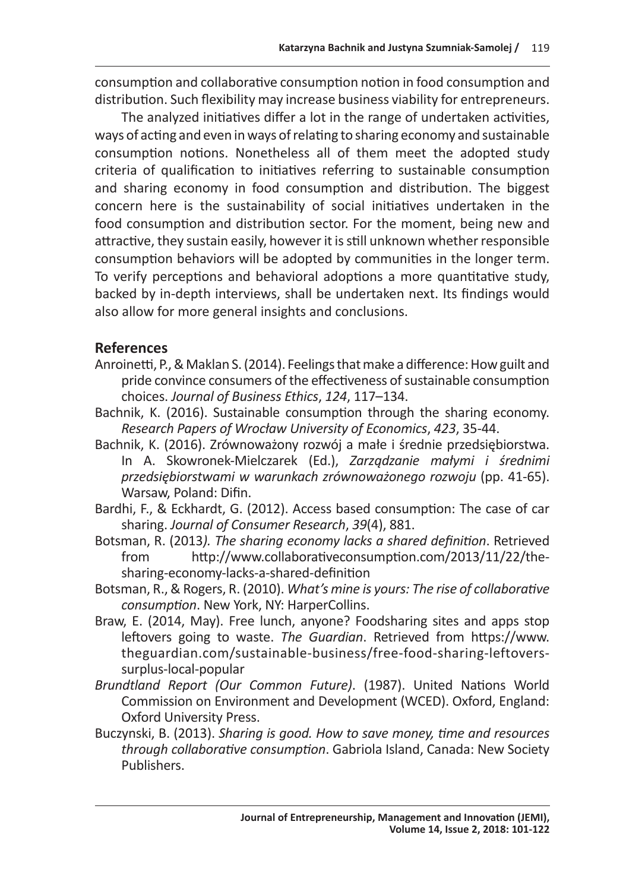consumption and collaborative consumption notion in food consumption and distribution. Such flexibility may increase business viability for entrepreneurs.

The analyzed initiatives differ a lot in the range of undertaken activities, ways of acting and even in ways of relating to sharing economy and sustainable consumption notions. Nonetheless all of them meet the adopted study criteria of qualification to initiatives referring to sustainable consumption and sharing economy in food consumption and distribution. The biggest concern here is the sustainability of social initiatives undertaken in the food consumption and distribution sector. For the moment, being new and attractive, they sustain easily, however it is still unknown whether responsible consumption behaviors will be adopted by communities in the longer term. To verify perceptions and behavioral adoptions a more quantitative study, backed by in-depth interviews, shall be undertaken next. Its findings would also allow for more general insights and conclusions.

## References

Anroinetti, P., & Maklan S. (2014). Feelings that make a difference: How guilt and pride convince consumers of the effectiveness of sustainable consumption choices. *Journal of Business Ethics*, *124*, 117–134.

Bachnik, K. (2016). Sustainable consumption through the sharing economy. *Research Papers of Wrocław University of Economics*, *423*, 35-44.

Bachnik, K. (2016). Zrównoważony rozwój a małe i średnie przedsiębiorstwa. In A. Skowronek-Mielczarek (Ed.), *Zarządzanie małymi i średnimi przedsiębiorstwami w warunkach zrównoważonego rozwoju* (pp. 41-65). Warsaw, Poland: Difin.

Bardhi, F., & Eckhardt, G. (2012). Access based consumption: The case of car sharing. *Journal of Consumer Research*, *39*(4), 881.

Botsman, R. (2013*). The sharing economy lacks a shared definition*. Retrieved from http://www.collaborativeconsumption.com/2013/11/22/the-sharing-economy-lacks-a-shared-definition

Botsman, R., & Rogers, R. (2010). *What's mine is yours: The rise of collaborative consumption*. New York, NY: HarperCollins.

Braw, E. (2014, May). Free lunch, anyone? Foodsharing sites and apps stop leftovers going to waste. *The Guardian*. Retrieved from https://www.theguardian.com/sustainable-business/free-food-sharing-leftovers-surplus-local-popular

*Brundtland Report (Our Common Future)*. (1987). United Nations World Commission on Environment and Development (WCED). Oxford, England: Oxford University Press.

Buczynski, B. (2013). *Sharing is good. How to save money, time and resources through collaborative consumption*. Gabriola Island, Canada: New Society Publishers.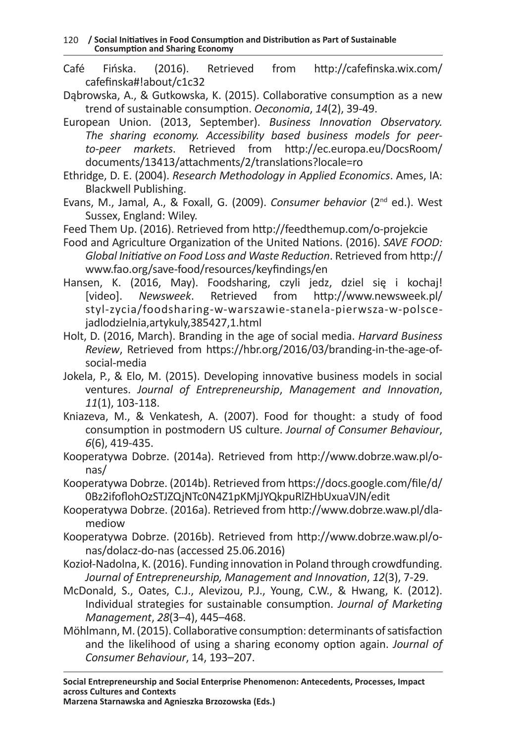Café Fińska. (2016). Retrieved from http://cafefinska.wix.com/cafefinska#!about/c1c32

Dąbrowska, A., & Gutkowska, K. (2015). Collaborative consumption as a new trend of sustainable consumption. *Oeconomia*, *14*(2), 39-49.

European Union. (2013, September). *Business Innovation Observatory. The sharing economy. Accessibility based business models for peer-to-peer markets*. Retrieved from http://ec.europa.eu/DocsRoom/documents/13413/attachments/2/translations?locale=ro

Ethridge, D. E. (2004). *Research Methodology in Applied Economics*. Ames, IA: Blackwell Publishing.

Evans, M., Jamal, A., & Foxall, G. (2009). *Consumer behavior* (2nd ed.). West Sussex, England: Wiley.

Feed Them Up. (2016). Retrieved from http://feedthemup.com/o-projekcie

Food and Agriculture Organization of the United Nations. (2016). *SAVE FOOD: Global Initiative on Food Loss and Waste Reduction*. Retrieved from http://www.fao.org/save-food/resources/keyfindings/en

Hansen, K. (2016, May). Foodsharing, czyli jedz, dziel się i kochaj! [video]. *Newsweek*. Retrieved from http://www.newsweek.pl/styl-zycia/foodsharing-w-warszawie-stanela-pierwsza-w-polsce-jadlodzielnia,artykuly,385427,1.html

Holt, D. (2016, March). Branding in the age of social media. *Harvard Business Review*, Retrieved from https://hbr.org/2016/03/branding-in-the-age-of-social-media

Jokela, P., & Elo, M. (2015). Developing innovative business models in social ventures. *Journal of Entrepreneurship*, *Management and Innovation*, *11*(1), 103-118.

Kniazeva, M., & Venkatesh, A. (2007). Food for thought: a study of food consumption in postmodern US culture. *Journal of Consumer Behaviour*, *6*(6), 419-435.

Kooperatywa Dobrze. (2014a). Retrieved from http://www.dobrze.waw.pl/o-nas/

Kooperatywa Dobrze. (2014b). Retrieved from https://docs.google.com/file/d/0Bz2ifoflohOzSTJZQjNTc0N4Z1pKMjJYQkpuRlZHbUxuaVJN/edit

Kooperatywa Dobrze. (2016a). Retrieved from http://www.dobrze.waw.pl/dla-mediow

Kooperatywa Dobrze. (2016b). Retrieved from http://www.dobrze.waw.pl/o-nas/dolacz-do-nas (accessed 25.06.2016)

Kozioł-Nadolna, K. (2016). Funding innovation in Poland through crowdfunding. *Journal of Entrepreneurship, Management and Innovation*, *12*(3), 7-29.

McDonald, S., Oates, C.J., Alevizou, P.J., Young, C.W., & Hwang, K. (2012). Individual strategies for sustainable consumption. *Journal of Marketing Management*, *28*(3–4), 445–468.

Möhlmann, M. (2015). Collaborative consumption: determinants of satisfaction and the likelihood of using a sharing economy option again. *Journal of Consumer Behaviour*, 14, 193–207.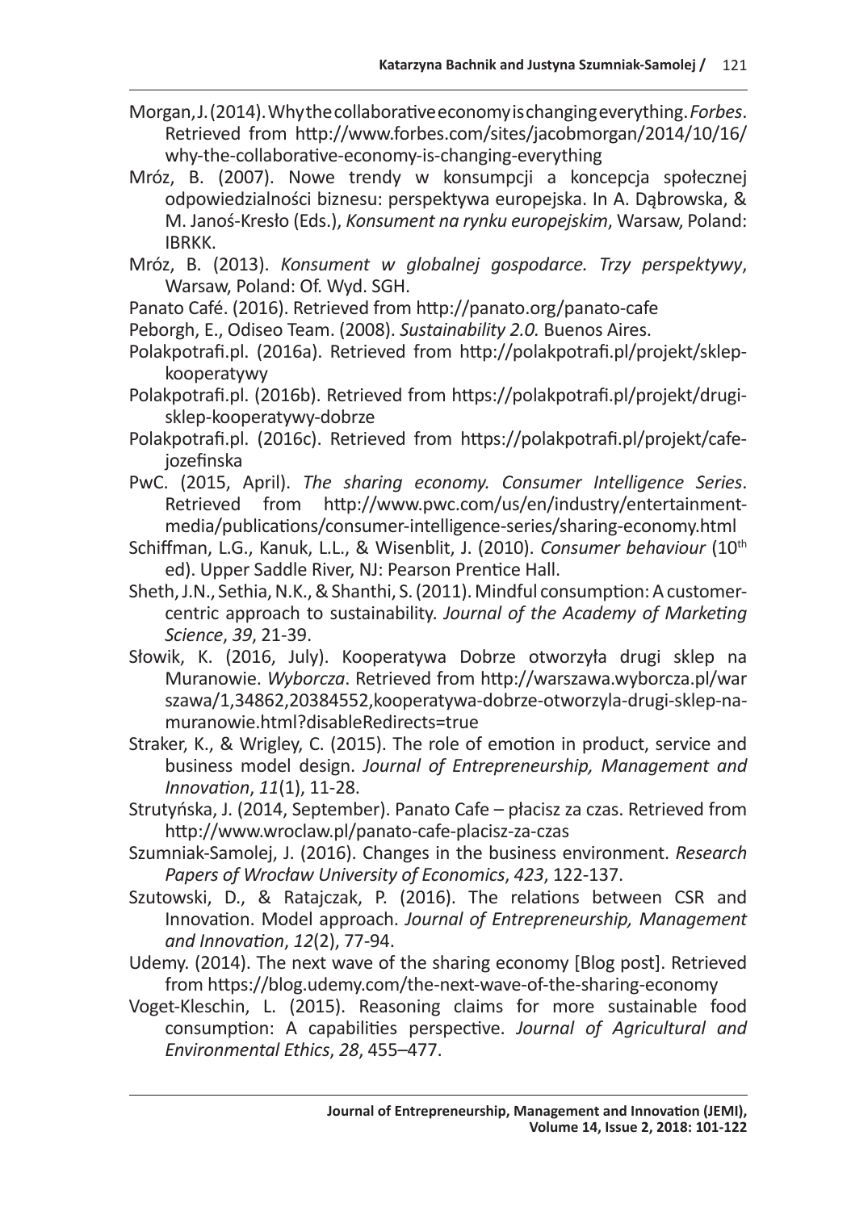Morgan, J. (2014). Why the collaborative economy is changing everything. *Forbes*. Retrieved from http://www.forbes.com/sites/jacobmorgan/2014/10/16/why-the-collaborative-economy-is-changing-everything

Mróz, B. (2007). Nowe trendy w konsumpcji a koncepcja społecznej odpowiedzialności biznesu: perspektywa europejska. In A. Dąbrowska, & M. Janoś-Kresło (Eds.), *Konsument na rynku europejskim*, Warsaw, Poland: IBRKK.

Mróz, B. (2013). *Konsument w globalnej gospodarce. Trzy perspektywy*, Warsaw, Poland: Of. Wyd. SGH.

Panato Café. (2016). Retrieved from http://panato.org/panato-cafe

Peborgh, E., Odiseo Team. (2008). *Sustainability 2.0.* Buenos Aires.

Polakpotrafi.pl. (2016a). Retrieved from http://polakpotrafi.pl/projekt/sklep-kooperatywy

Polakpotrafi.pl. (2016b). Retrieved from https://polakpotrafi.pl/projekt/drugi-sklep-kooperatywy-dobrze

Polakpotrafi.pl. (2016c). Retrieved from https://polakpotrafi.pl/projekt/cafe-jozefinska

PwC. (2015, April). *The sharing economy. Consumer Intelligence Series*. Retrieved from http://www.pwc.com/us/en/industry/entertainment-media/publications/consumer-intelligence-series/sharing-economy.html

Schiffman, L.G., Kanuk, L.L., & Wisenblit, J. (2010). *Consumer behaviour* (10th ed). Upper Saddle River, NJ: Pearson Prentice Hall.

Sheth, J.N., Sethia, N.K., & Shanthi, S. (2011). Mindful consumption: A customer-centric approach to sustainability. *Journal of the Academy of Marketing Science*, *39*, 21-39.

Słowik, K. (2016, July). Kooperatywa Dobrze otworzyła drugi sklep na Muranowie. *Wyborcza*. Retrieved from http://warszawa.wyborcza.pl/warszawa/1,34862,20384552,kooperatywa-dobrze-otworzyla-drugi-sklep-na-muranowie.html?disableRedirects=true

Straker, K., & Wrigley, C. (2015). The role of emotion in product, service and business model design. *Journal of Entrepreneurship, Management and Innovation*, *11*(1), 11-28.

Strutyńska, J. (2014, September). Panato Cafe – płacisz za czas. Retrieved from http://www.wroclaw.pl/panato-cafe-placisz-za-czas

Szumniak-Samolej, J. (2016). Changes in the business environment. *Research Papers of Wrocław University of Economics*, *423*, 122-137.

Szutowski, D., & Ratajczak, P. (2016). The relations between CSR and Innovation. Model approach. *Journal of Entrepreneurship, Management and Innovation*, *12*(2), 77-94.

Udemy. (2014). The next wave of the sharing economy [Blog post]. Retrieved from https://blog.udemy.com/the-next-wave-of-the-sharing-economy

Voget-Kleschin, L. (2015). Reasoning claims for more sustainable food consumption: A capabilities perspective. *Journal of Agricultural and Environmental Ethics*, *28*, 455–477.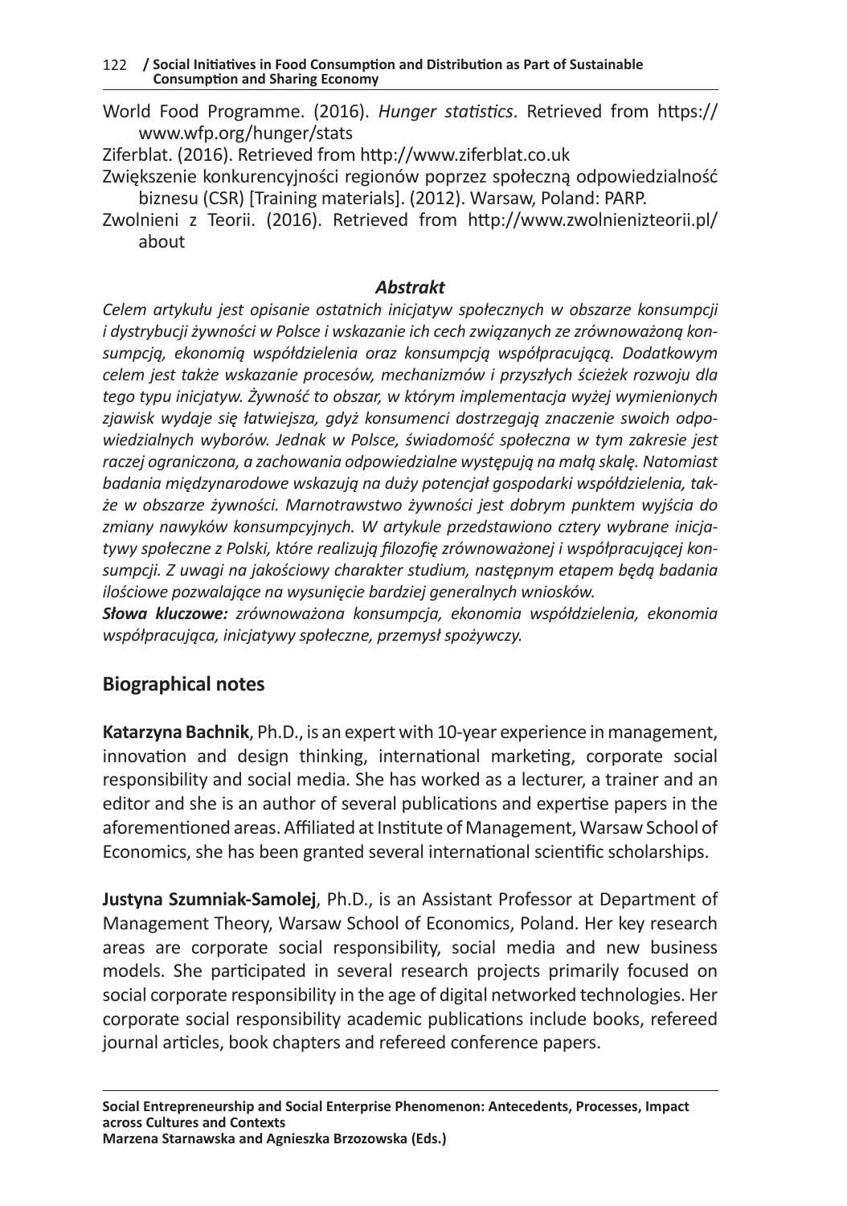World Food Programme. (2016). *Hunger statistics*. Retrieved from https://www.wfp.org/hunger/stats

Ziferblat. (2016). Retrieved from http://www.ziferblat.co.uk

Zwiększenie konkurencyjności regionów poprzez społeczną odpowiedzialność biznesu (CSR) [Training materials]. (2012). Warsaw, Poland: PARP.

Zwolnieni z Teorii. (2016). Retrieved from http://www.zwolnienizteorii.pl/about

### *Abstrakt*

*Celem artykułu jest opisanie ostatnich inicjatyw społecznych w obszarze konsumpcji i dystrybucji żywności w Polsce i wskazanie ich cech związanych ze zrównoważoną konsumpcją, ekonomią współdzielenia oraz konsumpcją współpracującą. Dodatkowym celem jest także wskazanie procesów, mechanizmów i przyszłych ścieżek rozwoju dla tego typu inicjatyw. Żywność to obszar, w którym implementacja wyżej wymienionych zjawisk wydaje się łatwiejsza, gdyż konsumenci dostrzegają znaczenie swoich odpowiedzialnych wyborów. Jednak w Polsce, świadomość społeczna w tym zakresie jest raczej ograniczona, a zachowania odpowiedzialne występują na małą skalę. Natomiast badania międzynarodowe wskazują na duży potencjał gospodarki współdzielenia, także w obszarze żywności. Marnotrawstwo żywności jest dobrym punktem wyjścia do zmiany nawyków konsumpcyjnych. W artykule przedstawiono cztery wybrane inicjatywy społeczne z Polski, które realizują filozofię zrównoważonej i współpracującej konsumpcji. Z uwagi na jakościowy charakter studium, następnym etapem będą badania ilościowe pozwalające na wysunięcie bardziej generalnych wniosków.*

***Słowa kluczowe:*** *zrównoważona konsumpcja, ekonomia współdzielenia, ekonomia współpracująca, inicjatywy społeczne, przemysł spożywczy.*

## Biographical notes

**Katarzyna Bachnik**, Ph.D., is an expert with 10-year experience in management, innovation and design thinking, international marketing, corporate social responsibility and social media. She has worked as a lecturer, a trainer and an editor and she is an author of several publications and expertise papers in the aforementioned areas. Affiliated at Institute of Management, Warsaw School of Economics, she has been granted several international scientific scholarships.

**Justyna Szumniak-Samolej**, Ph.D., is an Assistant Professor at Department of Management Theory, Warsaw School of Economics, Poland. Her key research areas are corporate social responsibility, social media and new business models. She participated in several research projects primarily focused on social corporate responsibility in the age of digital networked technologies. Her corporate social responsibility academic publications include books, refereed journal articles, book chapters and refereed conference papers.